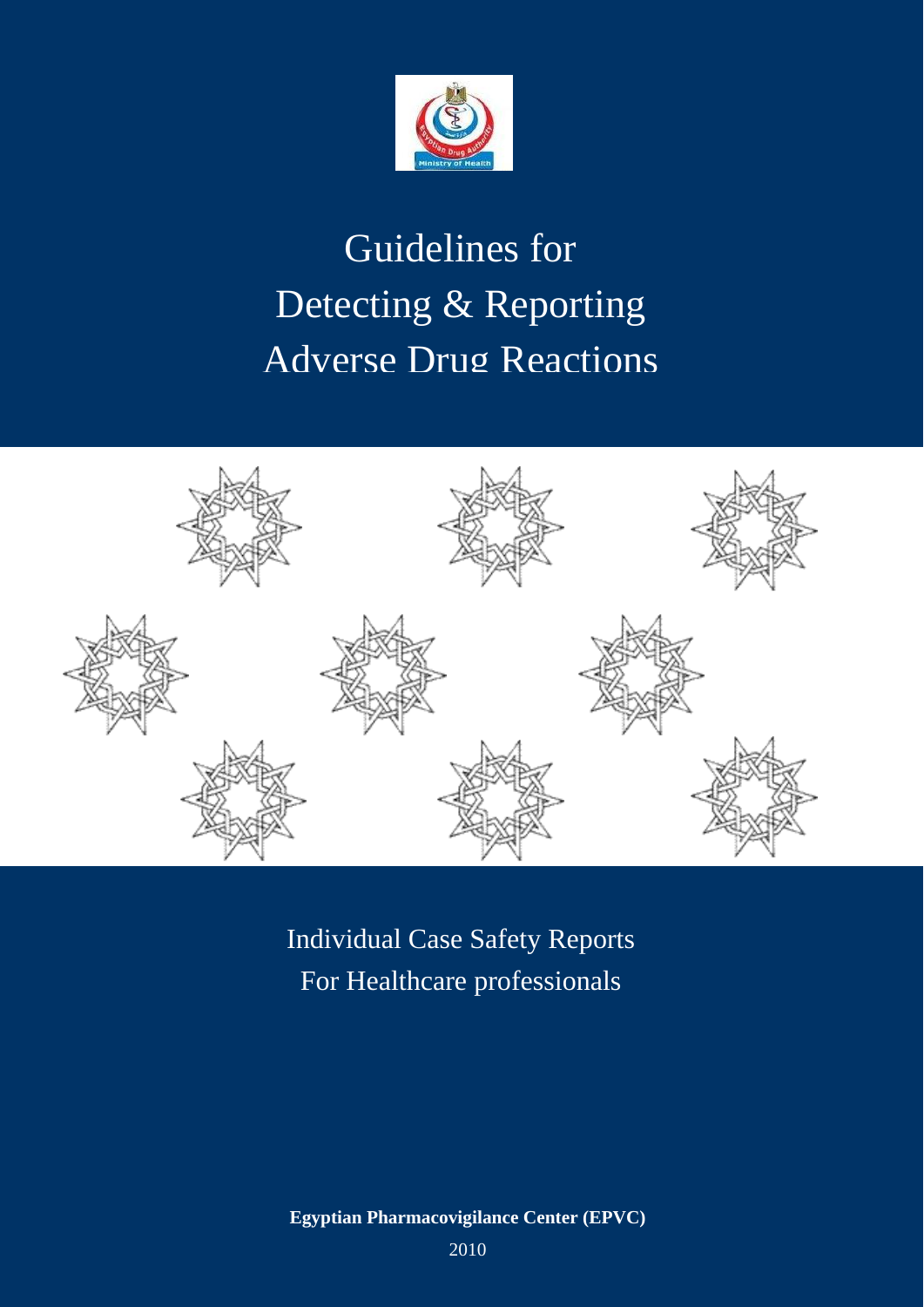# Guidelines for Detecting & Reporting Adverse Drug Reactions

Individual Case Safety Reports
For Healthcare professionals

**Egyptian Pharmacovigilance Center (EPVC)**

2010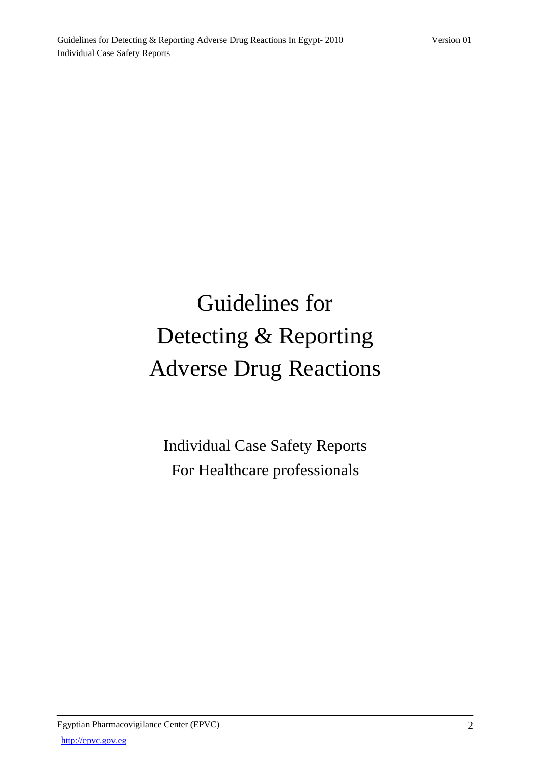# Guidelines for Detecting & Reporting Adverse Drug Reactions

## Individual Case Safety Reports
## For Healthcare professionals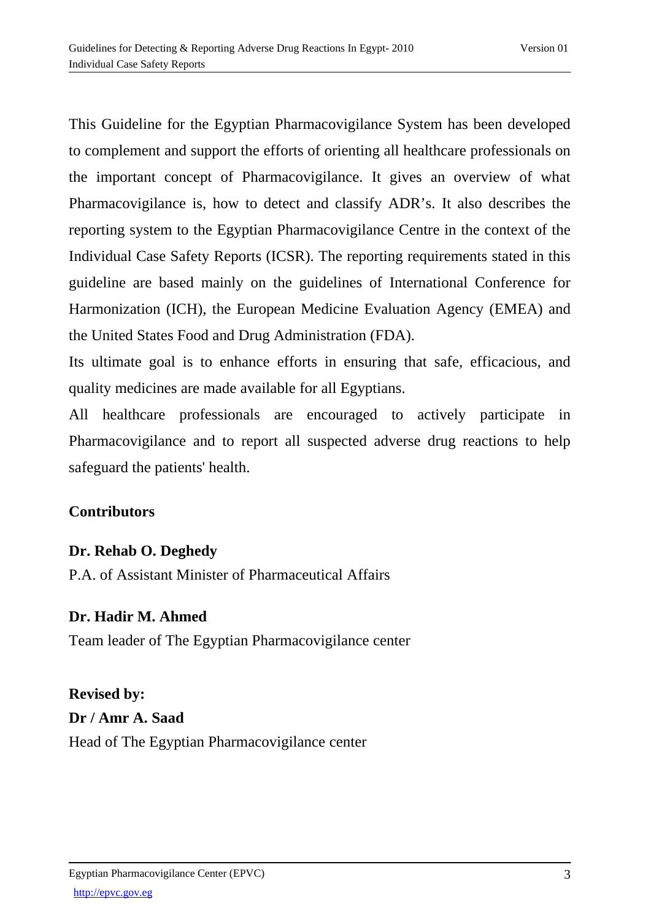This Guideline for the Egyptian Pharmacovigilance System has been developed to complement and support the efforts of orienting all healthcare professionals on the important concept of Pharmacovigilance. It gives an overview of what Pharmacovigilance is, how to detect and classify ADR's. It also describes the reporting system to the Egyptian Pharmacovigilance Centre in the context of the Individual Case Safety Reports (ICSR). The reporting requirements stated in this guideline are based mainly on the guidelines of International Conference for Harmonization (ICH), the European Medicine Evaluation Agency (EMEA) and the United States Food and Drug Administration (FDA).

Its ultimate goal is to enhance efforts in ensuring that safe, efficacious, and quality medicines are made available for all Egyptians.

All healthcare professionals are encouraged to actively participate in Pharmacovigilance and to report all suspected adverse drug reactions to help safeguard the patients' health.

**Contributors**

**Dr. Rehab O. Deghedy**
P.A. of Assistant Minister of Pharmaceutical Affairs

**Dr. Hadir M. Ahmed**
Team leader of The Egyptian Pharmacovigilance center

**Revised by:**
**Dr / Amr A. Saad**
Head of The Egyptian Pharmacovigilance center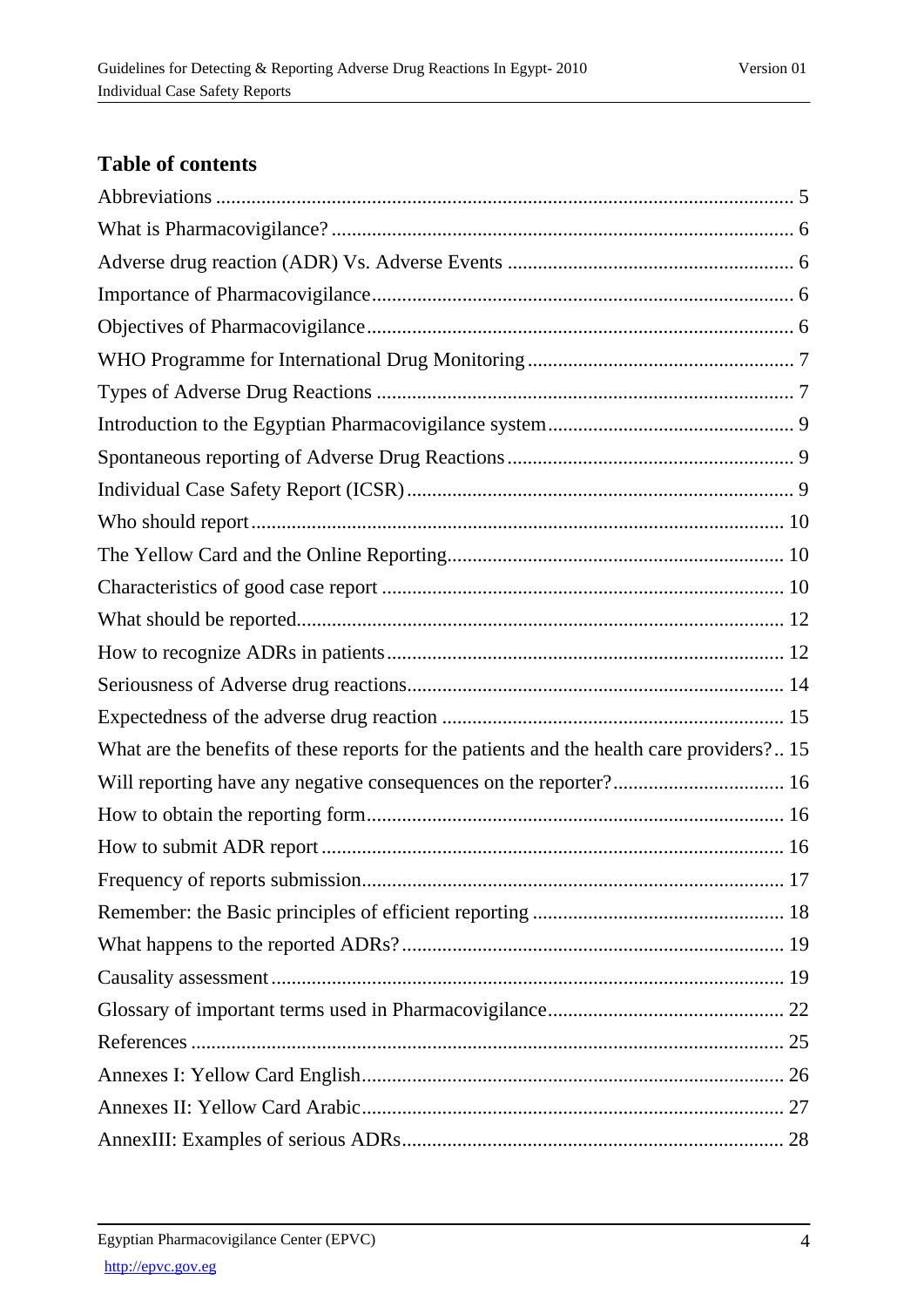## Table of contents

Abbreviations ........................................................................................................ 5
What is Pharmacovigilance? ................................................................................ 6
Adverse drug reaction (ADR) Vs. Adverse Events ............................................... 6
Importance of Pharmacovigilance ......................................................................... 6
Objectives of Pharmacovigilance .......................................................................... 6
WHO Programme for International Drug Monitoring ........................................... 7
Types of Adverse Drug Reactions ......................................................................... 7
Introduction to the Egyptian Pharmacovigilance system ...................................... 9
Spontaneous reporting of Adverse Drug Reactions .............................................. 9
Individual Case Safety Report (ICSR) ................................................................... 9
Who should report ............................................................................................... 10
The Yellow Card and the Online Reporting ......................................................... 10
Characteristics of good case report ..................................................................... 10
What should be reported ...................................................................................... 12
How to recognize ADRs in patients ..................................................................... 12
Seriousness of Adverse drug reactions ................................................................ 14
Expectedness of the adverse drug reaction .......................................................... 15
What are the benefits of these reports for the patients and the health care providers? .. 15
Will reporting have any negative consequences on the reporter? ........................ 16
How to obtain the reporting form ......................................................................... 16
How to submit ADR report .................................................................................. 16
Frequency of reports submission .......................................................................... 17
Remember: the Basic principles of efficient reporting ......................................... 18
What happens to the reported ADRs? .................................................................. 19
Causality assessment ............................................................................................ 19
Glossary of important terms used in Pharmacovigilance ..................................... 22
References ............................................................................................................ 25
Annexes I: Yellow Card English .......................................................................... 26
Annexes II: Yellow Card Arabic ........................................................................... 27
AnnexIII: Examples of serious ADRs ................................................................... 28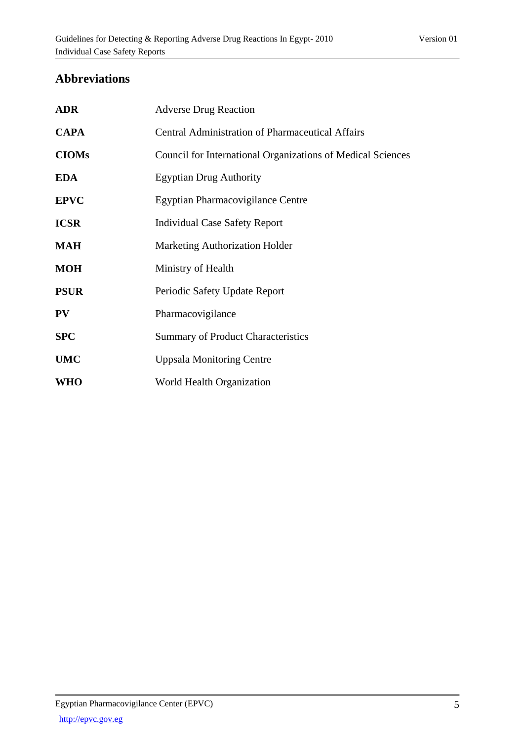## Abbreviations

| | |
|---|---|
| **ADR** | Adverse Drug Reaction |
| **CAPA** | Central Administration of Pharmaceutical Affairs |
| **CIOMs** | Council for International Organizations of Medical Sciences |
| **EDA** | Egyptian Drug Authority |
| **EPVC** | Egyptian Pharmacovigilance Centre |
| **ICSR** | Individual Case Safety Report |
| **MAH** | Marketing Authorization Holder |
| **MOH** | Ministry of Health |
| **PSUR** | Periodic Safety Update Report |
| **PV** | Pharmacovigilance |
| **SPC** | Summary of Product Characteristics |
| **UMC** | Uppsala Monitoring Centre |
| **WHO** | World Health Organization |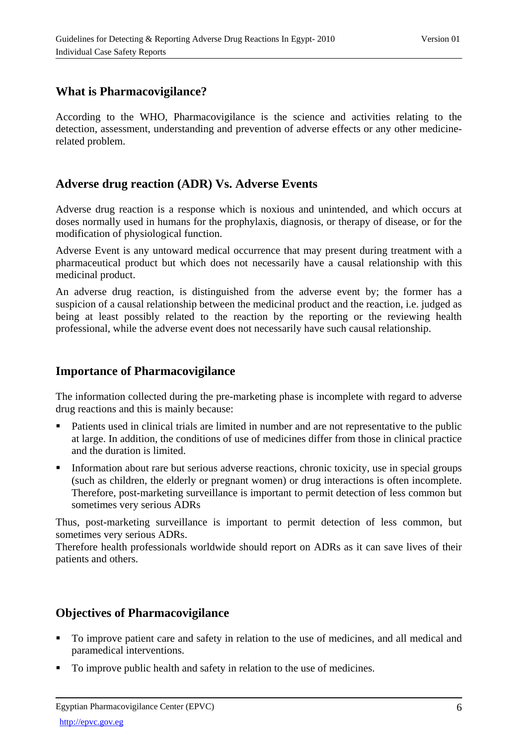## What is Pharmacovigilance?

According to the WHO, Pharmacovigilance is the science and activities relating to the detection, assessment, understanding and prevention of adverse effects or any other medicine-related problem.

## Adverse drug reaction (ADR) Vs. Adverse Events

Adverse drug reaction is a response which is noxious and unintended, and which occurs at doses normally used in humans for the prophylaxis, diagnosis, or therapy of disease, or for the modification of physiological function.

Adverse Event is any untoward medical occurrence that may present during treatment with a pharmaceutical product but which does not necessarily have a causal relationship with this medicinal product.

An adverse drug reaction, is distinguished from the adverse event by; the former has a suspicion of a causal relationship between the medicinal product and the reaction, i.e. judged as being at least possibly related to the reaction by the reporting or the reviewing health professional, while the adverse event does not necessarily have such causal relationship.

## Importance of Pharmacovigilance

The information collected during the pre-marketing phase is incomplete with regard to adverse drug reactions and this is mainly because:

- Patients used in clinical trials are limited in number and are not representative to the public at large. In addition, the conditions of use of medicines differ from those in clinical practice and the duration is limited.
- Information about rare but serious adverse reactions, chronic toxicity, use in special groups (such as children, the elderly or pregnant women) or drug interactions is often incomplete. Therefore, post-marketing surveillance is important to permit detection of less common but sometimes very serious ADRs

Thus, post-marketing surveillance is important to permit detection of less common, but sometimes very serious ADRs.
Therefore health professionals worldwide should report on ADRs as it can save lives of their patients and others.

## Objectives of Pharmacovigilance

- To improve patient care and safety in relation to the use of medicines, and all medical and paramedical interventions.
- To improve public health and safety in relation to the use of medicines.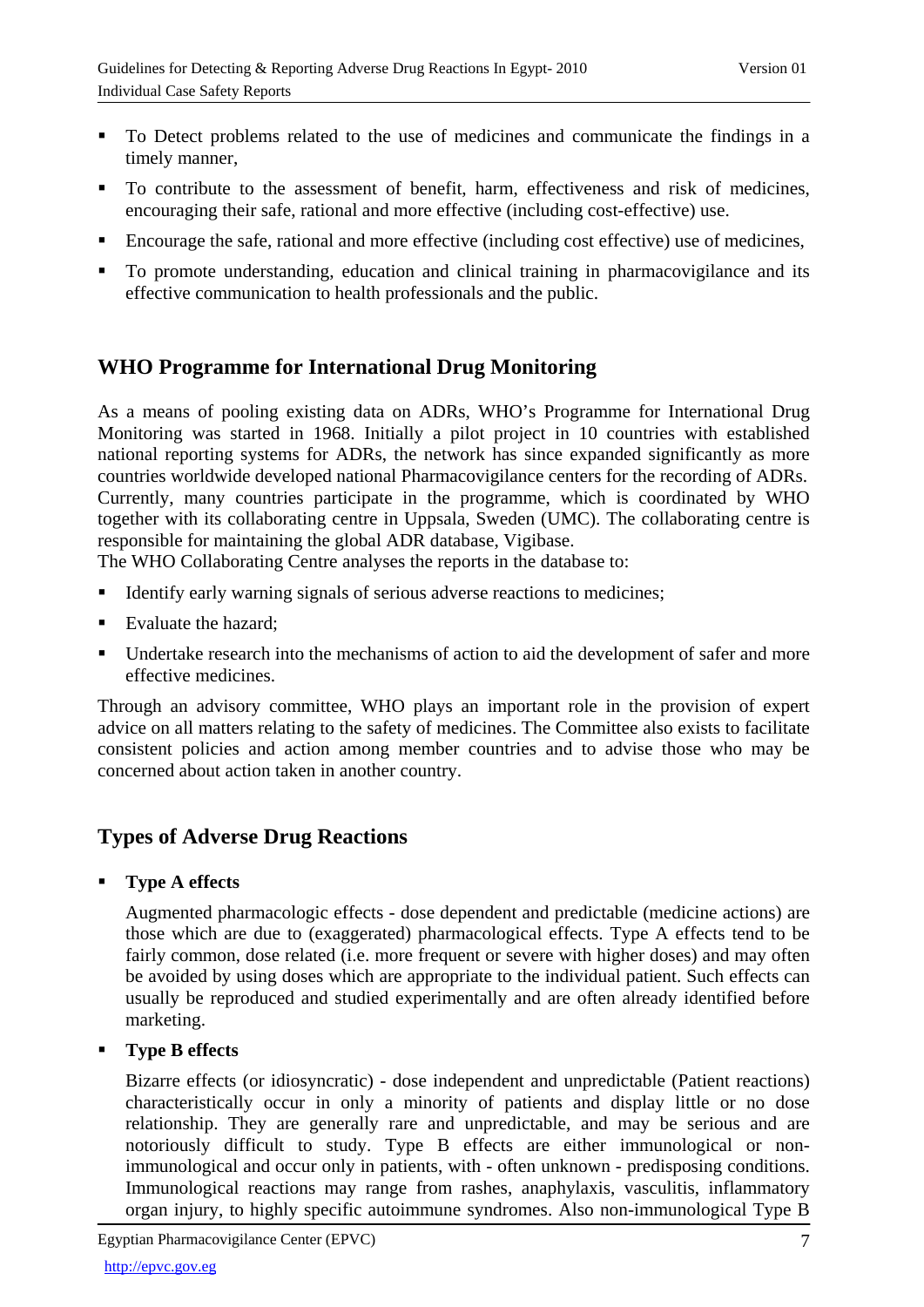- To Detect problems related to the use of medicines and communicate the findings in a timely manner,
- To contribute to the assessment of benefit, harm, effectiveness and risk of medicines, encouraging their safe, rational and more effective (including cost-effective) use.
- Encourage the safe, rational and more effective (including cost effective) use of medicines,
- To promote understanding, education and clinical training in pharmacovigilance and its effective communication to health professionals and the public.

## WHO Programme for International Drug Monitoring

As a means of pooling existing data on ADRs, WHO's Programme for International Drug Monitoring was started in 1968. Initially a pilot project in 10 countries with established national reporting systems for ADRs, the network has since expanded significantly as more countries worldwide developed national Pharmacovigilance centers for the recording of ADRs. Currently, many countries participate in the programme, which is coordinated by WHO together with its collaborating centre in Uppsala, Sweden (UMC). The collaborating centre is responsible for maintaining the global ADR database, Vigibase.
The WHO Collaborating Centre analyses the reports in the database to:

- Identify early warning signals of serious adverse reactions to medicines;
- Evaluate the hazard;
- Undertake research into the mechanisms of action to aid the development of safer and more effective medicines.

Through an advisory committee, WHO plays an important role in the provision of expert advice on all matters relating to the safety of medicines. The Committee also exists to facilitate consistent policies and action among member countries and to advise those who may be concerned about action taken in another country.

## Types of Adverse Drug Reactions

- **Type A effects**

  Augmented pharmacologic effects - dose dependent and predictable (medicine actions) are those which are due to (exaggerated) pharmacological effects. Type A effects tend to be fairly common, dose related (i.e. more frequent or severe with higher doses) and may often be avoided by using doses which are appropriate to the individual patient. Such effects can usually be reproduced and studied experimentally and are often already identified before marketing.

- **Type B effects**

  Bizarre effects (or idiosyncratic) - dose independent and unpredictable (Patient reactions) characteristically occur in only a minority of patients and display little or no dose relationship. They are generally rare and unpredictable, and may be serious and are notoriously difficult to study. Type B effects are either immunological or non-immunological and occur only in patients, with - often unknown - predisposing conditions. Immunological reactions may range from rashes, anaphylaxis, vasculitis, inflammatory organ injury, to highly specific autoimmune syndromes. Also non-immunological Type B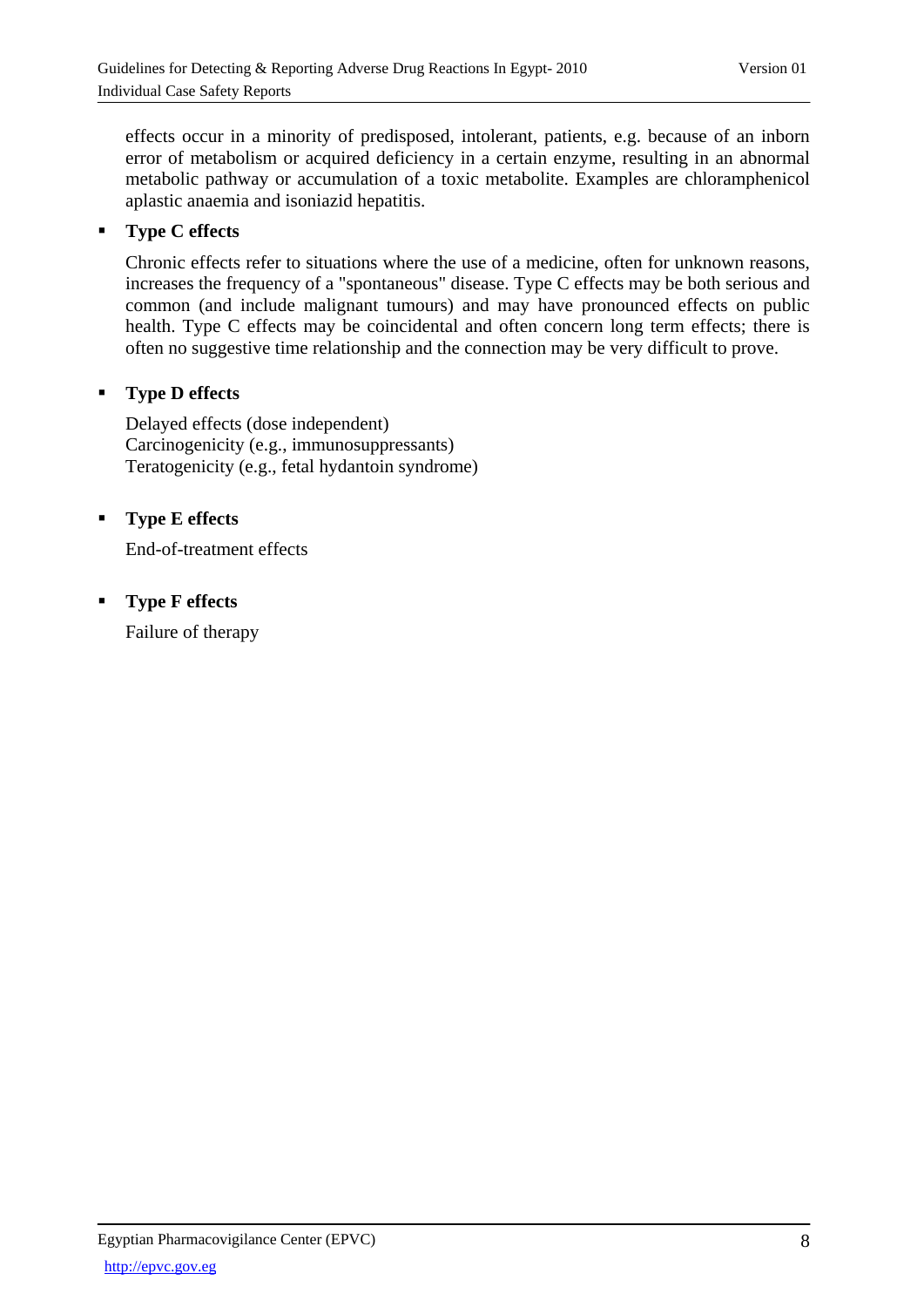effects occur in a minority of predisposed, intolerant, patients, e.g. because of an inborn error of metabolism or acquired deficiency in a certain enzyme, resulting in an abnormal metabolic pathway or accumulation of a toxic metabolite. Examples are chloramphenicol aplastic anaemia and isoniazid hepatitis.

- **Type C effects**

  Chronic effects refer to situations where the use of a medicine, often for unknown reasons, increases the frequency of a "spontaneous" disease. Type C effects may be both serious and common (and include malignant tumours) and may have pronounced effects on public health. Type C effects may be coincidental and often concern long term effects; there is often no suggestive time relationship and the connection may be very difficult to prove.

- **Type D effects**

  Delayed effects (dose independent)
  Carcinogenicity (e.g., immunosuppressants)
  Teratogenicity (e.g., fetal hydantoin syndrome)

- **Type E effects**

  End-of-treatment effects

- **Type F effects**

  Failure of therapy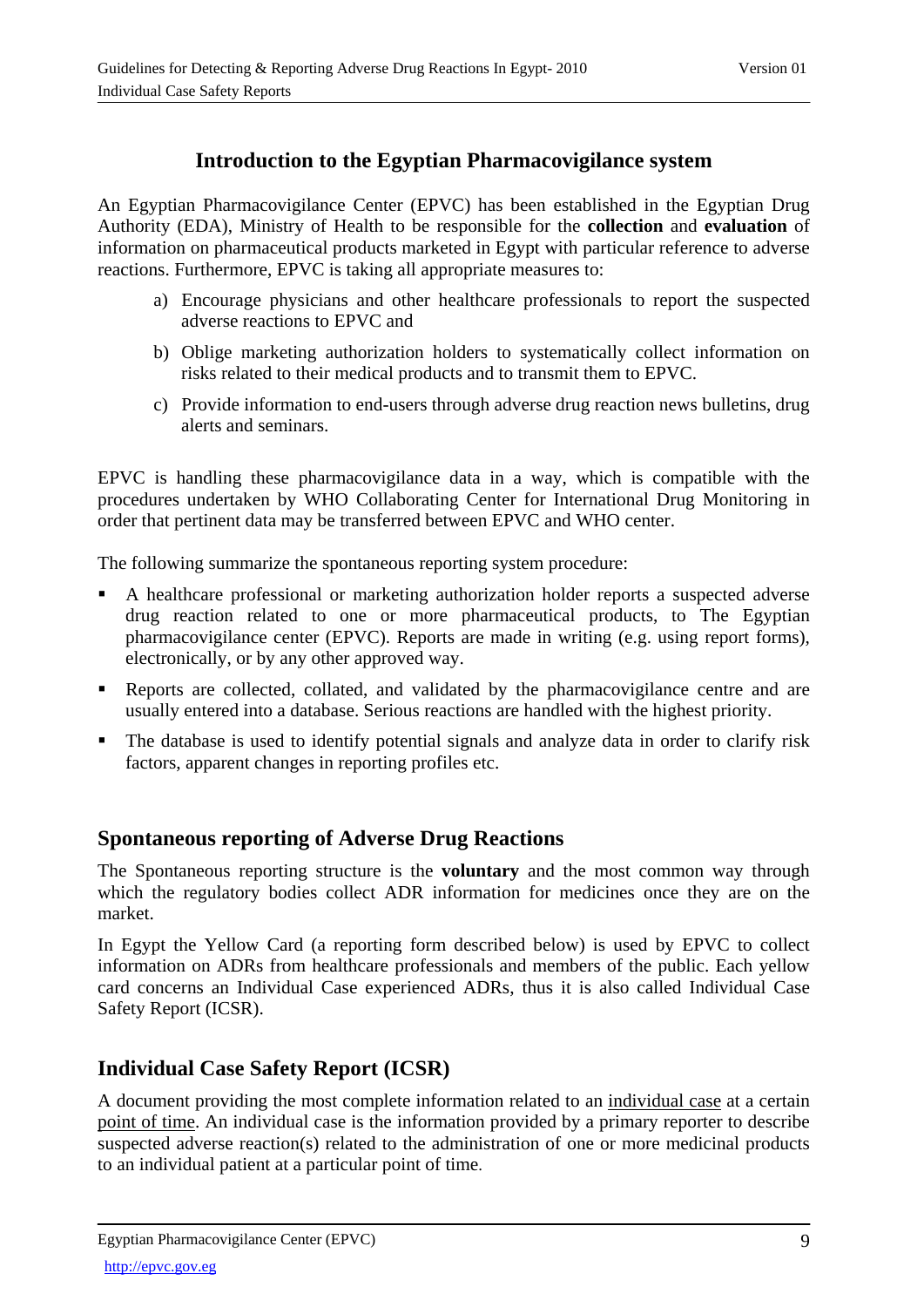## Introduction to the Egyptian Pharmacovigilance system

An Egyptian Pharmacovigilance Center (EPVC) has been established in the Egyptian Drug Authority (EDA), Ministry of Health to be responsible for the **collection** and **evaluation** of information on pharmaceutical products marketed in Egypt with particular reference to adverse reactions. Furthermore, EPVC is taking all appropriate measures to:

a) Encourage physicians and other healthcare professionals to report the suspected adverse reactions to EPVC and

b) Oblige marketing authorization holders to systematically collect information on risks related to their medical products and to transmit them to EPVC.

c) Provide information to end-users through adverse drug reaction news bulletins, drug alerts and seminars.

EPVC is handling these pharmacovigilance data in a way, which is compatible with the procedures undertaken by WHO Collaborating Center for International Drug Monitoring in order that pertinent data may be transferred between EPVC and WHO center.

The following summarize the spontaneous reporting system procedure:

- A healthcare professional or marketing authorization holder reports a suspected adverse drug reaction related to one or more pharmaceutical products, to The Egyptian pharmacovigilance center (EPVC). Reports are made in writing (e.g. using report forms), electronically, or by any other approved way.
- Reports are collected, collated, and validated by the pharmacovigilance centre and are usually entered into a database. Serious reactions are handled with the highest priority.
- The database is used to identify potential signals and analyze data in order to clarify risk factors, apparent changes in reporting profiles etc.

## Spontaneous reporting of Adverse Drug Reactions

The Spontaneous reporting structure is the **voluntary** and the most common way through which the regulatory bodies collect ADR information for medicines once they are on the market.

In Egypt the Yellow Card (a reporting form described below) is used by EPVC to collect information on ADRs from healthcare professionals and members of the public. Each yellow card concerns an Individual Case experienced ADRs, thus it is also called Individual Case Safety Report (ICSR).

## Individual Case Safety Report (ICSR)

A document providing the most complete information related to an <u>individual case</u> at a certain <u>point of time</u>. An individual case is the information provided by a primary reporter to describe suspected adverse reaction(s) related to the administration of one or more medicinal products to an individual patient at a particular point of time.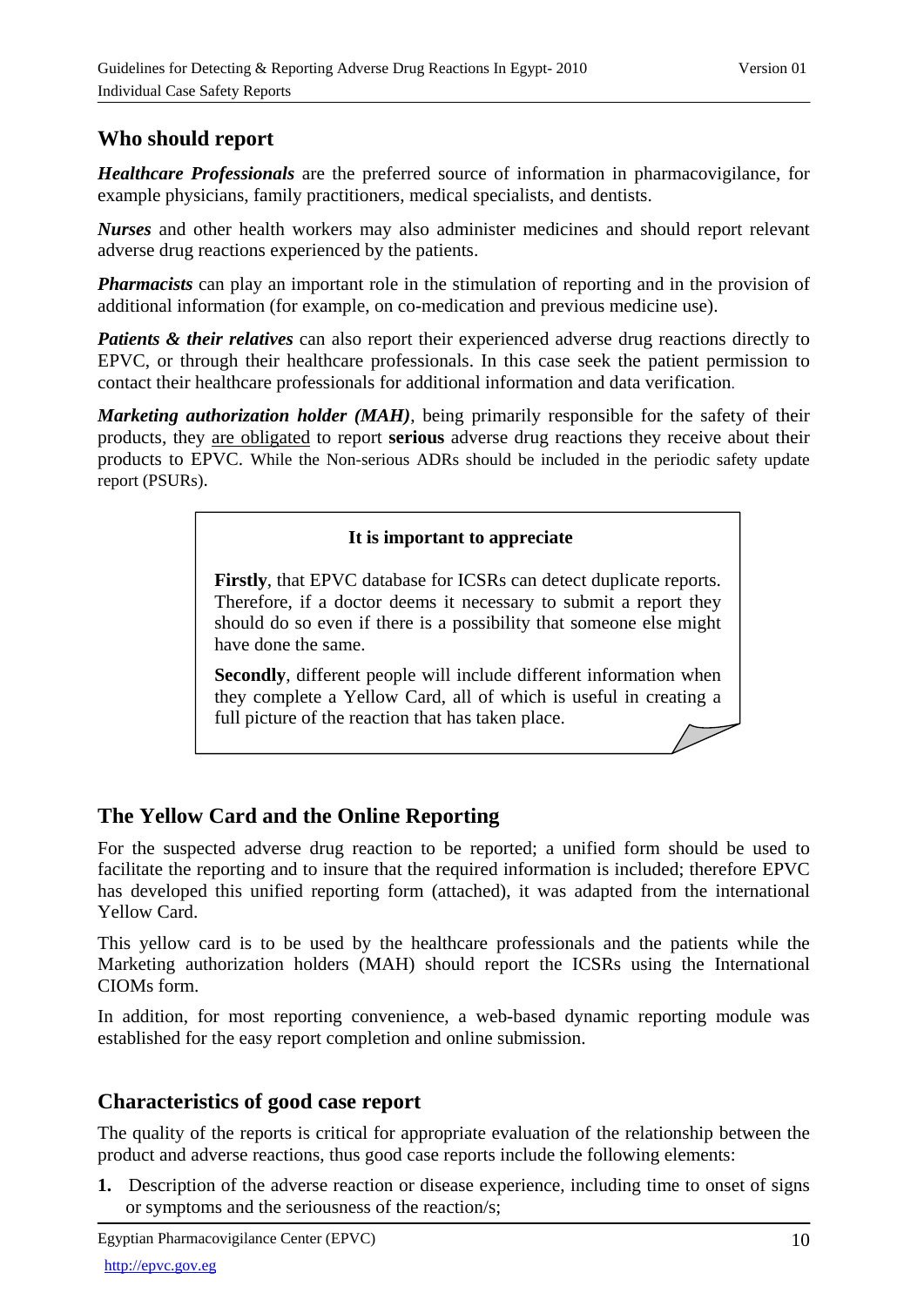## Who should report

***Healthcare Professionals*** are the preferred source of information in pharmacovigilance, for example physicians, family practitioners, medical specialists, and dentists.

***Nurses*** and other health workers may also administer medicines and should report relevant adverse drug reactions experienced by the patients.

***Pharmacists*** can play an important role in the stimulation of reporting and in the provision of additional information (for example, on co-medication and previous medicine use).

***Patients & their relatives*** can also report their experienced adverse drug reactions directly to EPVC, or through their healthcare professionals. In this case seek the patient permission to contact their healthcare professionals for additional information and data verification.

***Marketing authorization holder (MAH)***, being primarily responsible for the safety of their products, they are obligated to report **serious** adverse drug reactions they receive about their products to EPVC. While the Non-serious ADRs should be included in the periodic safety update report (PSURs).

> **It is important to appreciate**
>
> **Firstly**, that EPVC database for ICSRs can detect duplicate reports. Therefore, if a doctor deems it necessary to submit a report they should do so even if there is a possibility that someone else might have done the same.
>
> **Secondly**, different people will include different information when they complete a Yellow Card, all of which is useful in creating a full picture of the reaction that has taken place.

## The Yellow Card and the Online Reporting

For the suspected adverse drug reaction to be reported; a unified form should be used to facilitate the reporting and to insure that the required information is included; therefore EPVC has developed this unified reporting form (attached), it was adapted from the international Yellow Card.

This yellow card is to be used by the healthcare professionals and the patients while the Marketing authorization holders (MAH) should report the ICSRs using the International CIOMs form.

In addition, for most reporting convenience, a web-based dynamic reporting module was established for the easy report completion and online submission.

## Characteristics of good case report

The quality of the reports is critical for appropriate evaluation of the relationship between the product and adverse reactions, thus good case reports include the following elements:

1. Description of the adverse reaction or disease experience, including time to onset of signs or symptoms and the seriousness of the reaction/s;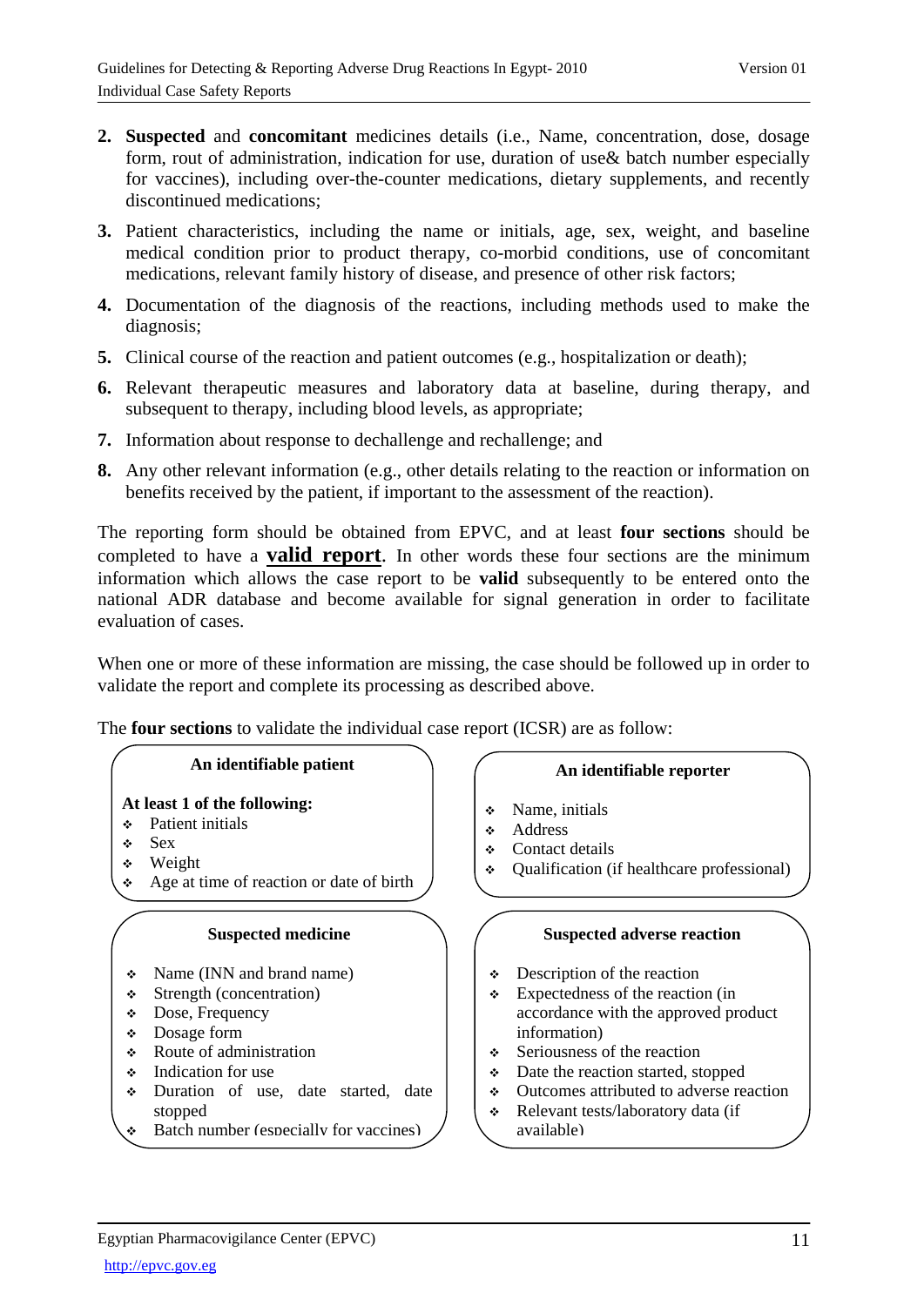2. **Suspected** and **concomitant** medicines details (i.e., Name, concentration, dose, dosage form, rout of administration, indication for use, duration of use& batch number especially for vaccines), including over-the-counter medications, dietary supplements, and recently discontinued medications;
3. Patient characteristics, including the name or initials, age, sex, weight, and baseline medical condition prior to product therapy, co-morbid conditions, use of concomitant medications, relevant family history of disease, and presence of other risk factors;
4. Documentation of the diagnosis of the reactions, including methods used to make the diagnosis;
5. Clinical course of the reaction and patient outcomes (e.g., hospitalization or death);
6. Relevant therapeutic measures and laboratory data at baseline, during therapy, and subsequent to therapy, including blood levels, as appropriate;
7. Information about response to dechallenge and rechallenge; and
8. Any other relevant information (e.g., other details relating to the reaction or information on benefits received by the patient, if important to the assessment of the reaction).

The reporting form should be obtained from EPVC, and at least **four sections** should be completed to have a **valid report**. In other words these four sections are the minimum information which allows the case report to be **valid** subsequently to be entered onto the national ADR database and become available for signal generation in order to facilitate evaluation of cases.

When one or more of these information are missing, the case should be followed up in order to validate the report and complete its processing as described above.

The **four sections** to validate the individual case report (ICSR) are as follow:

**An identifiable patient**

**At least 1 of the following:**

- Patient initials
- Sex
- Weight
- Age at time of reaction or date of birth

**An identifiable reporter**

- Name, initials
- Address
- Contact details
- Qualification (if healthcare professional)

**Suspected medicine**

- Name (INN and brand name)
- Strength (concentration)
- Dose, Frequency
- Dosage form
- Route of administration
- Indication for use
- Duration of use, date started, date stopped
- Batch number (especially for vaccines)

**Suspected adverse reaction**

- Description of the reaction
- Expectedness of the reaction (in accordance with the approved product information)
- Seriousness of the reaction
- Date the reaction started, stopped
- Outcomes attributed to adverse reaction
- Relevant tests/laboratory data (if available)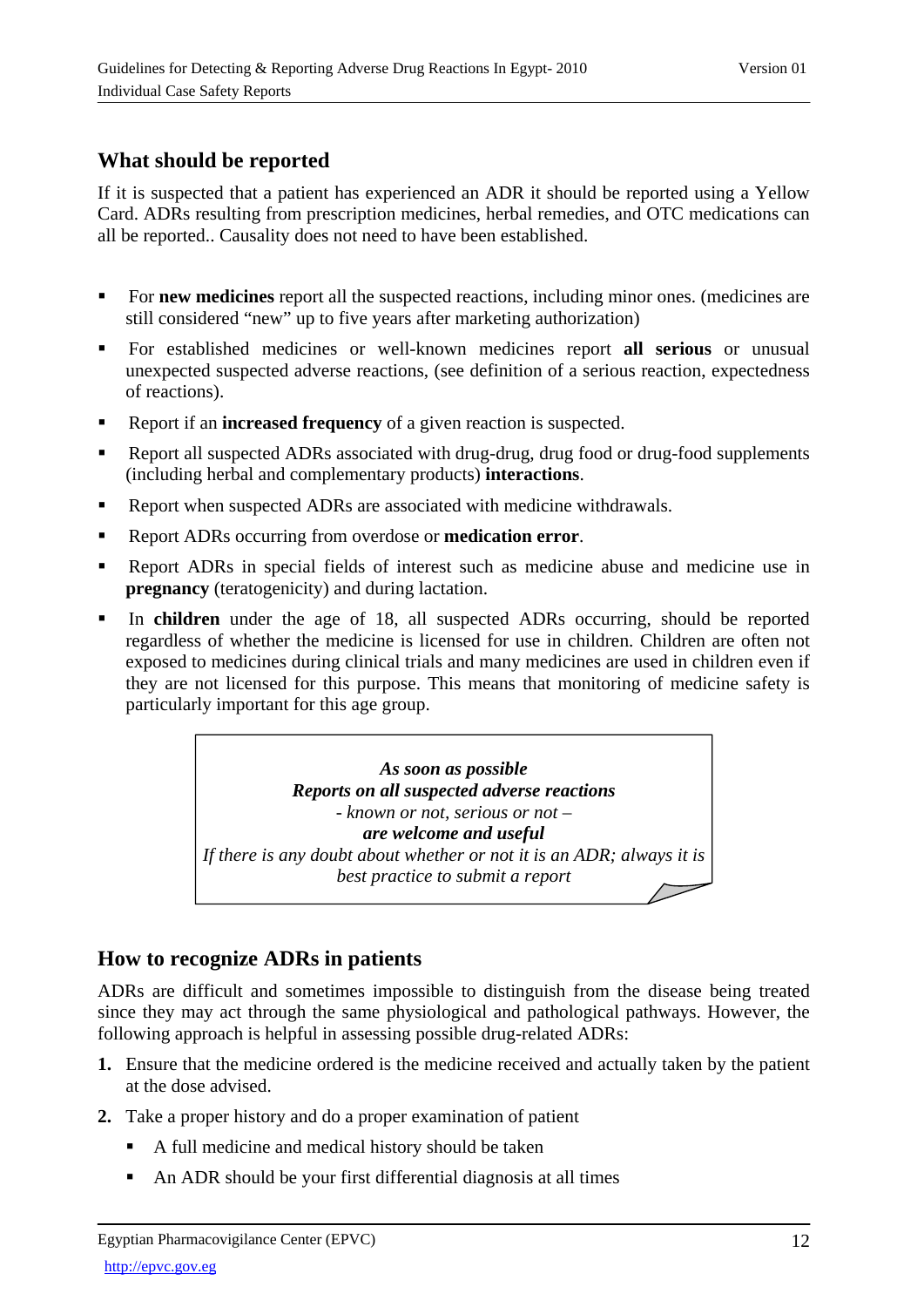## What should be reported

If it is suspected that a patient has experienced an ADR it should be reported using a Yellow Card. ADRs resulting from prescription medicines, herbal remedies, and OTC medications can all be reported.. Causality does not need to have been established.

- For **new medicines** report all the suspected reactions, including minor ones. (medicines are still considered "new" up to five years after marketing authorization)
- For established medicines or well-known medicines report **all serious** or unusual unexpected suspected adverse reactions, (see definition of a serious reaction, expectedness of reactions).
- Report if an **increased frequency** of a given reaction is suspected.
- Report all suspected ADRs associated with drug-drug, drug food or drug-food supplements (including herbal and complementary products) **interactions**.
- Report when suspected ADRs are associated with medicine withdrawals.
- Report ADRs occurring from overdose or **medication error**.
- Report ADRs in special fields of interest such as medicine abuse and medicine use in **pregnancy** (teratogenicity) and during lactation.
- In **children** under the age of 18, all suspected ADRs occurring, should be reported regardless of whether the medicine is licensed for use in children. Children are often not exposed to medicines during clinical trials and many medicines are used in children even if they are not licensed for this purpose. This means that monitoring of medicine safety is particularly important for this age group.

> ***As soon as possible***
> ***Reports on all suspected adverse reactions***
> *- known or not, serious or not –*
> ***are welcome and useful***
> *If there is any doubt about whether or not it is an ADR; always it is best practice to submit a report*

## How to recognize ADRs in patients

ADRs are difficult and sometimes impossible to distinguish from the disease being treated since they may act through the same physiological and pathological pathways. However, the following approach is helpful in assessing possible drug-related ADRs:

1. Ensure that the medicine ordered is the medicine received and actually taken by the patient at the dose advised.
2. Take a proper history and do a proper examination of patient
   - A full medicine and medical history should be taken
   - An ADR should be your first differential diagnosis at all times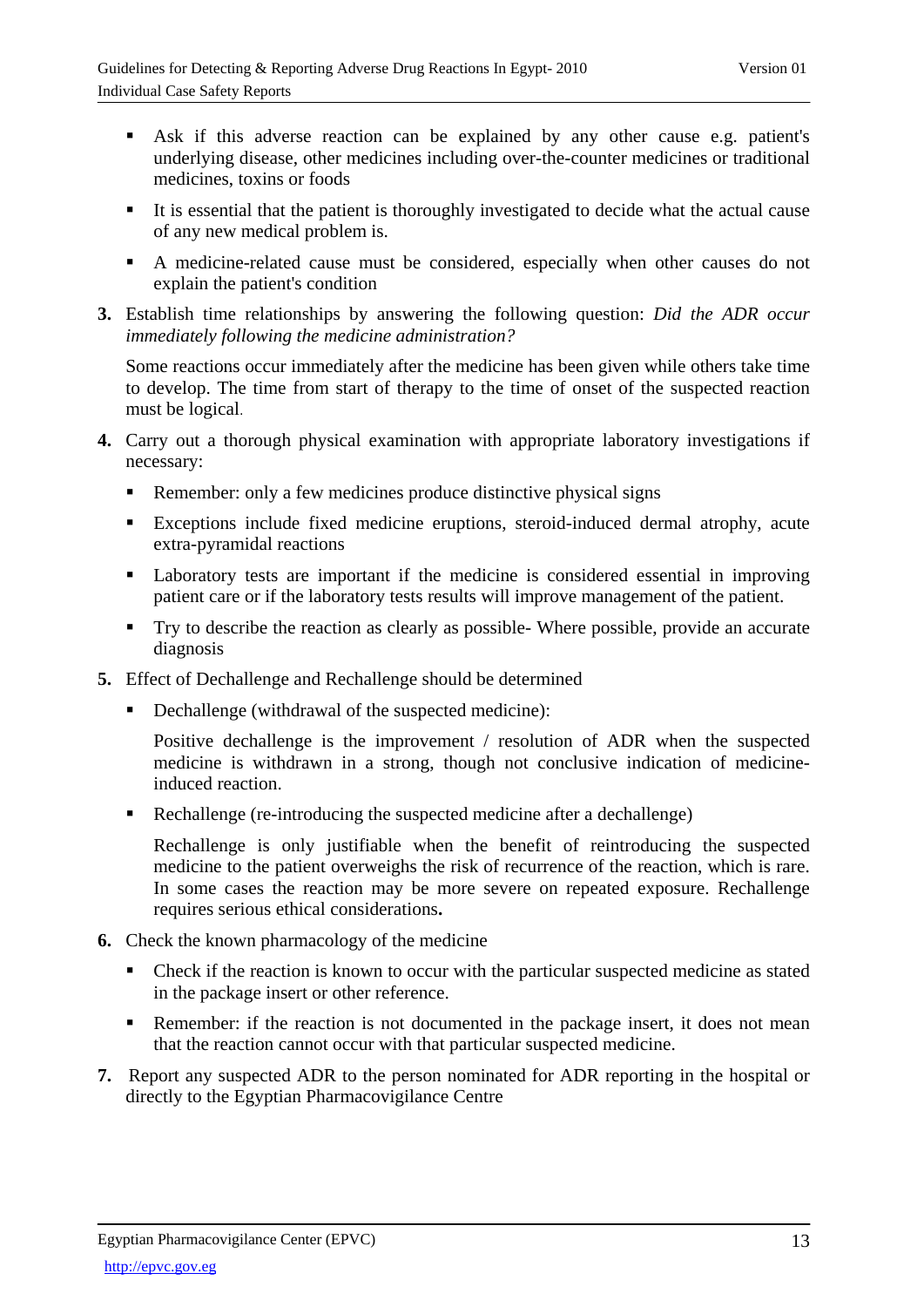- Ask if this adverse reaction can be explained by any other cause e.g. patient's underlying disease, other medicines including over-the-counter medicines or traditional medicines, toxins or foods
- It is essential that the patient is thoroughly investigated to decide what the actual cause of any new medical problem is.
- A medicine-related cause must be considered, especially when other causes do not explain the patient's condition

3. Establish time relationships by answering the following question: *Did the ADR occur immediately following the medicine administration?*

   Some reactions occur immediately after the medicine has been given while others take time to develop. The time from start of therapy to the time of onset of the suspected reaction must be logical.

4. Carry out a thorough physical examination with appropriate laboratory investigations if necessary:
   - Remember: only a few medicines produce distinctive physical signs
   - Exceptions include fixed medicine eruptions, steroid-induced dermal atrophy, acute extra-pyramidal reactions
   - Laboratory tests are important if the medicine is considered essential in improving patient care or if the laboratory tests results will improve management of the patient.
   - Try to describe the reaction as clearly as possible- Where possible, provide an accurate diagnosis

5. Effect of Dechallenge and Rechallenge should be determined
   - Dechallenge (withdrawal of the suspected medicine):

     Positive dechallenge is the improvement / resolution of ADR when the suspected medicine is withdrawn in a strong, though not conclusive indication of medicine-induced reaction.
   - Rechallenge (re-introducing the suspected medicine after a dechallenge)

     Rechallenge is only justifiable when the benefit of reintroducing the suspected medicine to the patient overweighs the risk of recurrence of the reaction, which is rare. In some cases the reaction may be more severe on repeated exposure. Rechallenge requires serious ethical considerations**.**

6. Check the known pharmacology of the medicine
   - Check if the reaction is known to occur with the particular suspected medicine as stated in the package insert or other reference.
   - Remember: if the reaction is not documented in the package insert, it does not mean that the reaction cannot occur with that particular suspected medicine.

7. Report any suspected ADR to the person nominated for ADR reporting in the hospital or directly to the Egyptian Pharmacovigilance Centre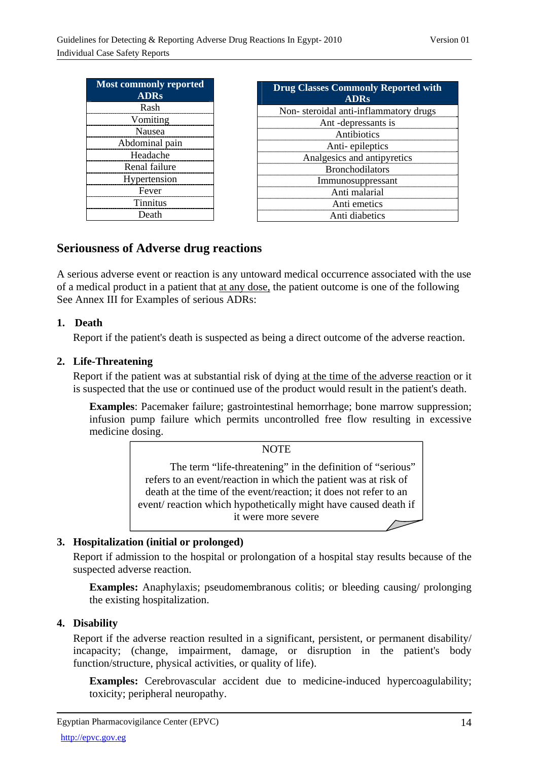| Most commonly reported ADRs |
|---|
| Rash |
| Vomiting |
| Nausea |
| Abdominal pain |
| Headache |
| Renal failure |
| Hypertension |
| Fever |
| Tinnitus |
| Death |

| Drug Classes Commonly Reported with ADRs |
|---|
| Non- steroidal anti-inflammatory drugs |
| Ant -depressants is |
| Antibiotics |
| Anti- epileptics |
| Analgesics and antipyretics |
| Bronchodilators |
| Immunosuppressant |
| Anti malarial |
| Anti emetics |
| Anti diabetics |

## Seriousness of Adverse drug reactions

A serious adverse event or reaction is any untoward medical occurrence associated with the use of a medical product in a patient that at any dose, the patient outcome is one of the following See Annex III for Examples of serious ADRs:

**1. Death**

Report if the patient's death is suspected as being a direct outcome of the adverse reaction.

**2. Life-Threatening**

Report if the patient was at substantial risk of dying at the time of the adverse reaction or it is suspected that the use or continued use of the product would result in the patient's death.

**Examples**: Pacemaker failure; gastrointestinal hemorrhage; bone marrow suppression; infusion pump failure which permits uncontrolled free flow resulting in excessive medicine dosing.

> NOTE
>
> The term "life-threatening" in the definition of "serious" refers to an event/reaction in which the patient was at risk of death at the time of the event/reaction; it does not refer to an event/ reaction which hypothetically might have caused death if it were more severe

**3. Hospitalization (initial or prolonged)**

Report if admission to the hospital or prolongation of a hospital stay results because of the suspected adverse reaction.

**Examples:** Anaphylaxis; pseudomembranous colitis; or bleeding causing/ prolonging the existing hospitalization.

**4. Disability**

Report if the adverse reaction resulted in a significant, persistent, or permanent disability/ incapacity; (change, impairment, damage, or disruption in the patient's body function/structure, physical activities, or quality of life).

**Examples:** Cerebrovascular accident due to medicine-induced hypercoagulability; toxicity; peripheral neuropathy.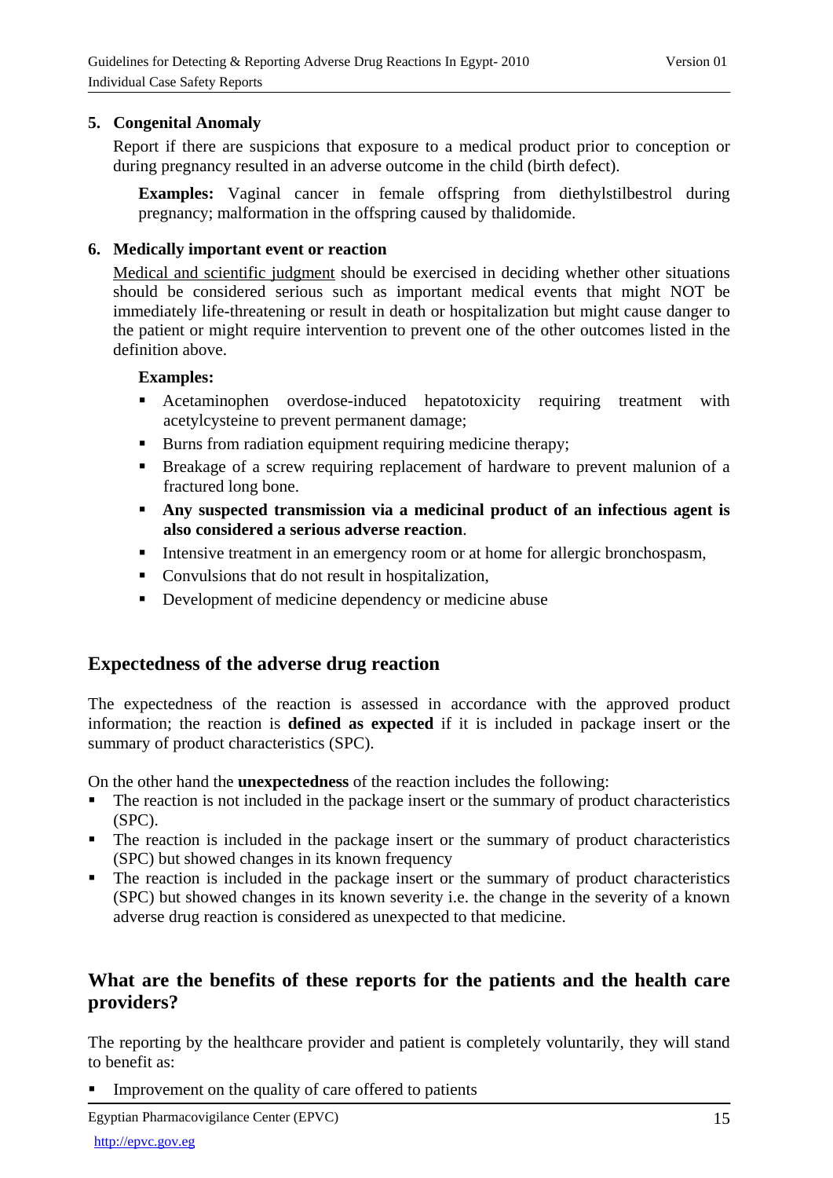**5. Congenital Anomaly**

Report if there are suspicions that exposure to a medical product prior to conception or during pregnancy resulted in an adverse outcome in the child (birth defect).

**Examples:** Vaginal cancer in female offspring from diethylstilbestrol during pregnancy; malformation in the offspring caused by thalidomide.

**6. Medically important event or reaction**

Medical and scientific judgment should be exercised in deciding whether other situations should be considered serious such as important medical events that might NOT be immediately life-threatening or result in death or hospitalization but might cause danger to the patient or might require intervention to prevent one of the other outcomes listed in the definition above.

**Examples:**

- Acetaminophen overdose-induced hepatotoxicity requiring treatment with acetylcysteine to prevent permanent damage;
- Burns from radiation equipment requiring medicine therapy;
- Breakage of a screw requiring replacement of hardware to prevent malunion of a fractured long bone.
- **Any suspected transmission via a medicinal product of an infectious agent is also considered a serious adverse reaction**.
- Intensive treatment in an emergency room or at home for allergic bronchospasm,
- Convulsions that do not result in hospitalization,
- Development of medicine dependency or medicine abuse

## Expectedness of the adverse drug reaction

The expectedness of the reaction is assessed in accordance with the approved product information; the reaction is **defined as expected** if it is included in package insert or the summary of product characteristics (SPC).

On the other hand the **unexpectedness** of the reaction includes the following:

- The reaction is not included in the package insert or the summary of product characteristics (SPC).
- The reaction is included in the package insert or the summary of product characteristics (SPC) but showed changes in its known frequency
- The reaction is included in the package insert or the summary of product characteristics (SPC) but showed changes in its known severity i.e. the change in the severity of a known adverse drug reaction is considered as unexpected to that medicine.

## What are the benefits of these reports for the patients and the health care providers?

The reporting by the healthcare provider and patient is completely voluntarily, they will stand to benefit as:

- Improvement on the quality of care offered to patients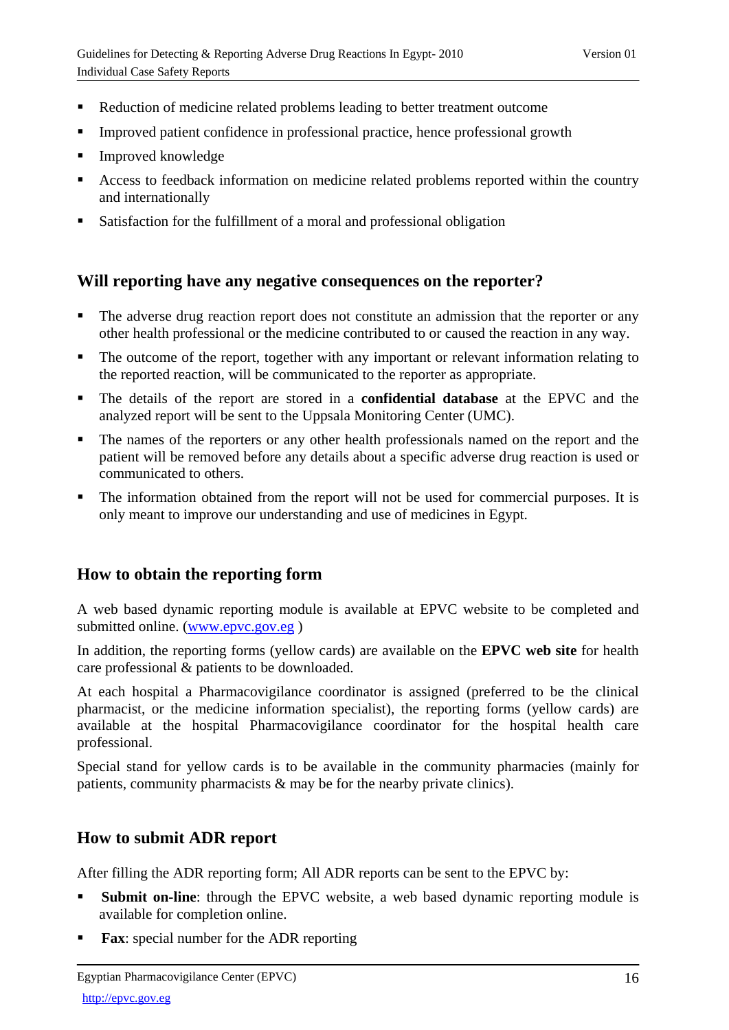- Reduction of medicine related problems leading to better treatment outcome
- Improved patient confidence in professional practice, hence professional growth
- Improved knowledge
- Access to feedback information on medicine related problems reported within the country and internationally
- Satisfaction for the fulfillment of a moral and professional obligation

## Will reporting have any negative consequences on the reporter?

- The adverse drug reaction report does not constitute an admission that the reporter or any other health professional or the medicine contributed to or caused the reaction in any way.
- The outcome of the report, together with any important or relevant information relating to the reported reaction, will be communicated to the reporter as appropriate.
- The details of the report are stored in a **confidential database** at the EPVC and the analyzed report will be sent to the Uppsala Monitoring Center (UMC).
- The names of the reporters or any other health professionals named on the report and the patient will be removed before any details about a specific adverse drug reaction is used or communicated to others.
- The information obtained from the report will not be used for commercial purposes. It is only meant to improve our understanding and use of medicines in Egypt.

## How to obtain the reporting form

A web based dynamic reporting module is available at EPVC website to be completed and submitted online. ([www.epvc.gov.eg](http://www.epvc.gov.eg) )

In addition, the reporting forms (yellow cards) are available on the **EPVC web site** for health care professional & patients to be downloaded.

At each hospital a Pharmacovigilance coordinator is assigned (preferred to be the clinical pharmacist, or the medicine information specialist), the reporting forms (yellow cards) are available at the hospital Pharmacovigilance coordinator for the hospital health care professional.

Special stand for yellow cards is to be available in the community pharmacies (mainly for patients, community pharmacists & may be for the nearby private clinics).

## How to submit ADR report

After filling the ADR reporting form; All ADR reports can be sent to the EPVC by:

- **Submit on-line**: through the EPVC website, a web based dynamic reporting module is available for completion online.
- **Fax**: special number for the ADR reporting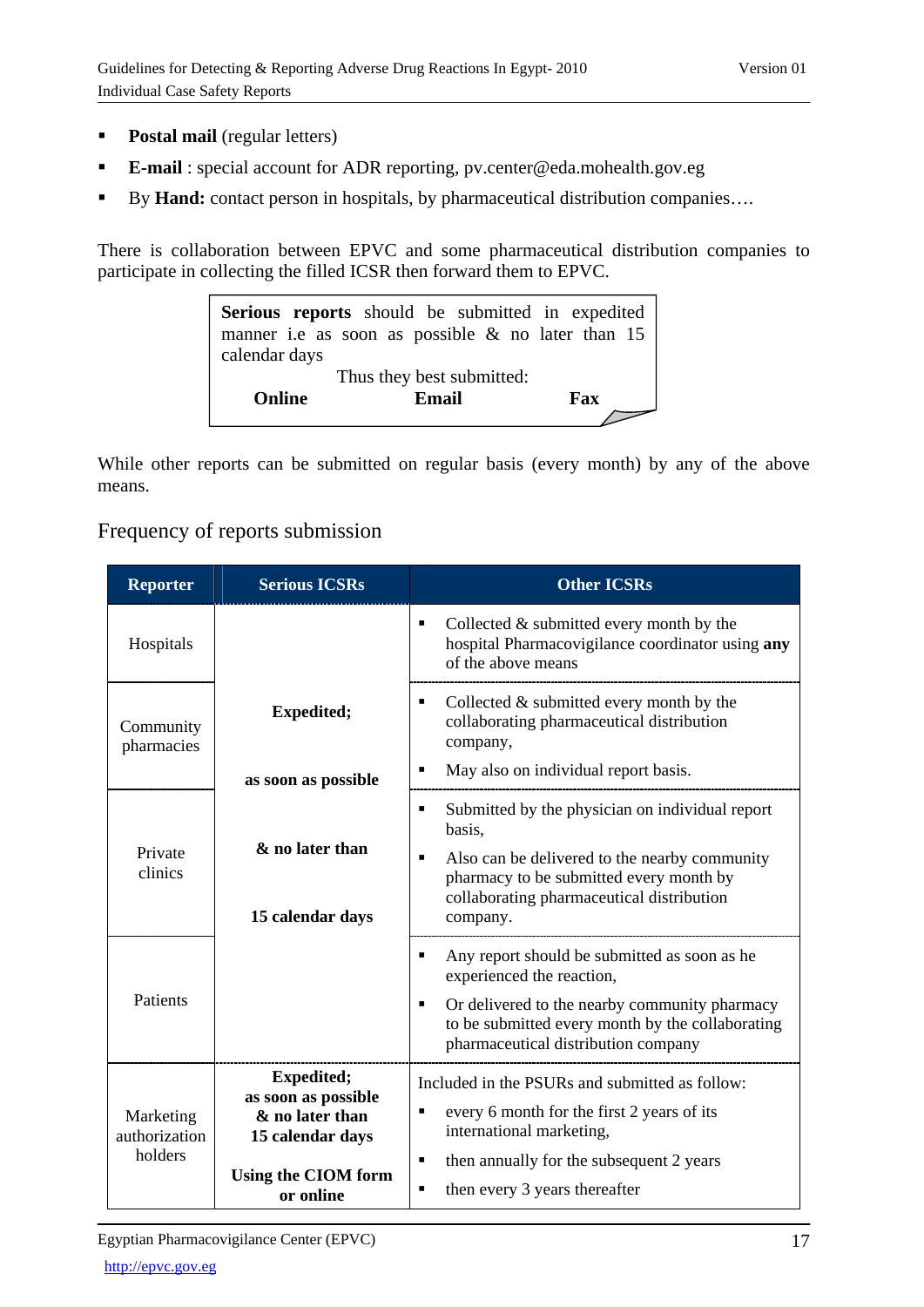- **Postal mail** (regular letters)
- **E-mail** : special account for ADR reporting, pv.center@eda.mohealth.gov.eg
- By **Hand:** contact person in hospitals, by pharmaceutical distribution companies….

There is collaboration between EPVC and some pharmaceutical distribution companies to participate in collecting the filled ICSR then forward them to EPVC.

> **Serious reports** should be submitted in expedited manner i.e as soon as possible & no later than 15 calendar days
>
> Thus they best submitted:
>
> **Online** **Email** **Fax**

While other reports can be submitted on regular basis (every month) by any of the above means.

## Frequency of reports submission

| Reporter | Serious ICSRs | Other ICSRs |
|---|---|---|
| Hospitals | **Expedited; as soon as possible & no later than 15 calendar days** | ▪ Collected & submitted every month by the hospital Pharmacovigilance coordinator using **any** of the above means |
| Community pharmacies | | ▪ Collected & submitted every month by the collaborating pharmaceutical distribution company,<br>▪ May also on individual report basis. |
| Private clinics | | ▪ Submitted by the physician on individual report basis,<br>▪ Also can be delivered to the nearby community pharmacy to be submitted every month by collaborating pharmaceutical distribution company. |
| Patients | | ▪ Any report should be submitted as soon as he experienced the reaction,<br>▪ Or delivered to the nearby community pharmacy to be submitted every month by the collaborating pharmaceutical distribution company |
| Marketing authorization holders | **Expedited; as soon as possible & no later than 15 calendar days**<br><br>**Using the CIOM form or online** | Included in the PSURs and submitted as follow:<br>▪ every 6 month for the first 2 years of its international marketing,<br>▪ then annually for the subsequent 2 years<br>▪ then every 3 years thereafter |

Egyptian Pharmacovigilance Center (EPVC)

http://epvc.gov.eg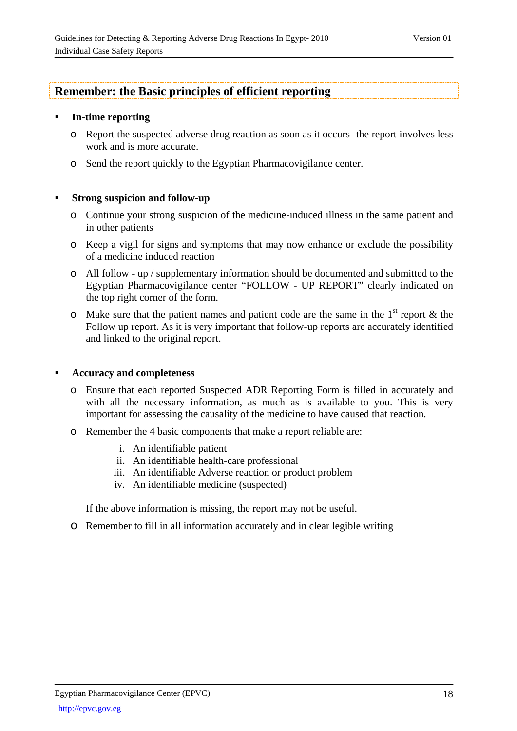## Remember: the Basic principles of efficient reporting

- **In-time reporting**
  - Report the suspected adverse drug reaction as soon as it occurs- the report involves less work and is more accurate.
  - Send the report quickly to the Egyptian Pharmacovigilance center.

- **Strong suspicion and follow-up**
  - Continue your strong suspicion of the medicine-induced illness in the same patient and in other patients
  - Keep a vigil for signs and symptoms that may now enhance or exclude the possibility of a medicine induced reaction
  - All follow - up / supplementary information should be documented and submitted to the Egyptian Pharmacovigilance center "FOLLOW - UP REPORT" clearly indicated on the top right corner of the form.
  - Make sure that the patient names and patient code are the same in the 1st report & the Follow up report. As it is very important that follow-up reports are accurately identified and linked to the original report.

- **Accuracy and completeness**
  - Ensure that each reported Suspected ADR Reporting Form is filled in accurately and with all the necessary information, as much as is available to you. This is very important for assessing the causality of the medicine to have caused that reaction.
  - Remember the 4 basic components that make a report reliable are:

    i. An identifiable patient
    ii. An identifiable health-care professional
    iii. An identifiable Adverse reaction or product problem
    iv. An identifiable medicine (suspected)

    If the above information is missing, the report may not be useful.
  - Remember to fill in all information accurately and in clear legible writing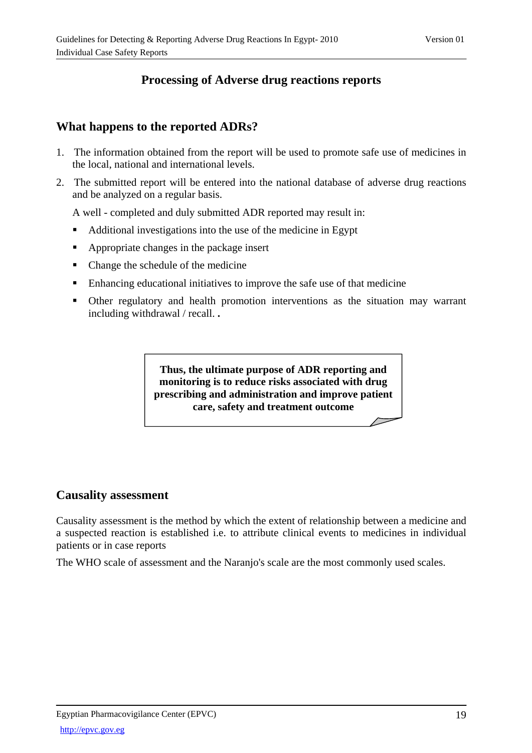## Processing of Adverse drug reactions reports

### What happens to the reported ADRs?

1. The information obtained from the report will be used to promote safe use of medicines in the local, national and international levels.
2. The submitted report will be entered into the national database of adverse drug reactions and be analyzed on a regular basis.

   A well - completed and duly submitted ADR reported may result in:

   - Additional investigations into the use of the medicine in Egypt
   - Appropriate changes in the package insert
   - Change the schedule of the medicine
   - Enhancing educational initiatives to improve the safe use of that medicine
   - Other regulatory and health promotion interventions as the situation may warrant including withdrawal / recall. **.**

**Thus, the ultimate purpose of ADR reporting and monitoring is to reduce risks associated with drug prescribing and administration and improve patient care, safety and treatment outcome**

### Causality assessment

Causality assessment is the method by which the extent of relationship between a medicine and a suspected reaction is established i.e. to attribute clinical events to medicines in individual patients or in case reports

The WHO scale of assessment and the Naranjo's scale are the most commonly used scales.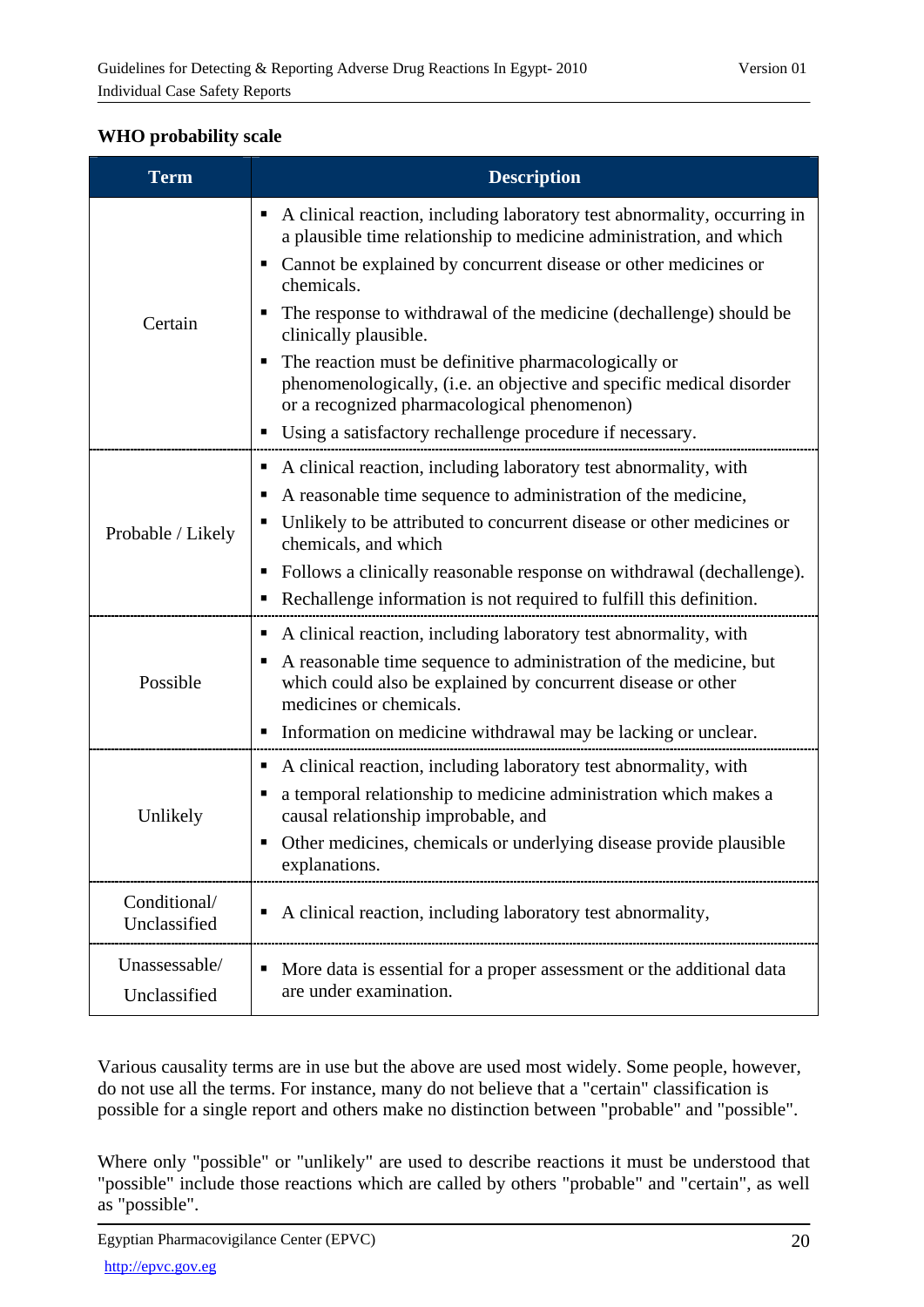**WHO probability scale**

| Term | Description |
|---|---|
| Certain | ▪ A clinical reaction, including laboratory test abnormality, occurring in a plausible time relationship to medicine administration, and which<br>▪ Cannot be explained by concurrent disease or other medicines or chemicals.<br>▪ The response to withdrawal of the medicine (dechallenge) should be clinically plausible.<br>▪ The reaction must be definitive pharmacologically or phenomenologically, (i.e. an objective and specific medical disorder or a recognized pharmacological phenomenon)<br>▪ Using a satisfactory rechallenge procedure if necessary. |
| Probable / Likely | ▪ A clinical reaction, including laboratory test abnormality, with<br>▪ A reasonable time sequence to administration of the medicine,<br>▪ Unlikely to be attributed to concurrent disease or other medicines or chemicals, and which<br>▪ Follows a clinically reasonable response on withdrawal (dechallenge).<br>▪ Rechallenge information is not required to fulfill this definition. |
| Possible | ▪ A clinical reaction, including laboratory test abnormality, with<br>▪ A reasonable time sequence to administration of the medicine, but which could also be explained by concurrent disease or other medicines or chemicals.<br>▪ Information on medicine withdrawal may be lacking or unclear. |
| Unlikely | ▪ A clinical reaction, including laboratory test abnormality, with<br>▪ a temporal relationship to medicine administration which makes a causal relationship improbable, and<br>▪ Other medicines, chemicals or underlying disease provide plausible explanations. |
| Conditional/ Unclassified | ▪ A clinical reaction, including laboratory test abnormality, |
| Unassessable/ Unclassified | ▪ More data is essential for a proper assessment or the additional data are under examination. |

Various causality terms are in use but the above are used most widely. Some people, however, do not use all the terms. For instance, many do not believe that a "certain" classification is possible for a single report and others make no distinction between "probable" and "possible".

Where only "possible" or "unlikely" are used to describe reactions it must be understood that "possible" include those reactions which are called by others "probable" and "certain", as well as "possible".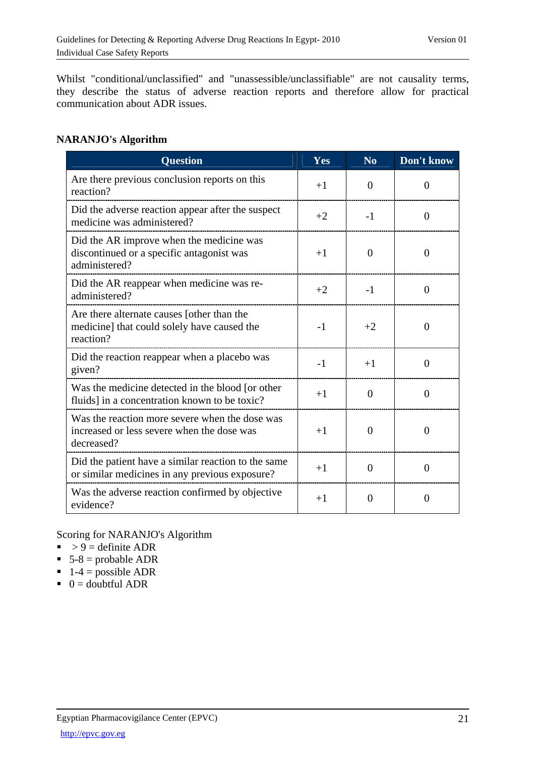Whilst "conditional/unclassified" and "unassessible/unclassifiable" are not causality terms, they describe the status of adverse reaction reports and therefore allow for practical communication about ADR issues.

**NARANJO's Algorithm**

| Question | Yes | No | Don't know |
|---|---|---|---|
| Are there previous conclusion reports on this reaction? | +1 | 0 | 0 |
| Did the adverse reaction appear after the suspect medicine was administered? | +2 | -1 | 0 |
| Did the AR improve when the medicine was discontinued or a specific antagonist was administered? | +1 | 0 | 0 |
| Did the AR reappear when medicine was re-administered? | +2 | -1 | 0 |
| Are there alternate causes [other than the medicine] that could solely have caused the reaction? | -1 | +2 | 0 |
| Did the reaction reappear when a placebo was given? | -1 | +1 | 0 |
| Was the medicine detected in the blood [or other fluids] in a concentration known to be toxic? | +1 | 0 | 0 |
| Was the reaction more severe when the dose was increased or less severe when the dose was decreased? | +1 | 0 | 0 |
| Did the patient have a similar reaction to the same or similar medicines in any previous exposure? | +1 | 0 | 0 |
| Was the adverse reaction confirmed by objective evidence? | +1 | 0 | 0 |

Scoring for NARANJO's Algorithm

- > 9 = definite ADR
- 5-8 = probable ADR
- 1-4 = possible ADR
- 0 = doubtful ADR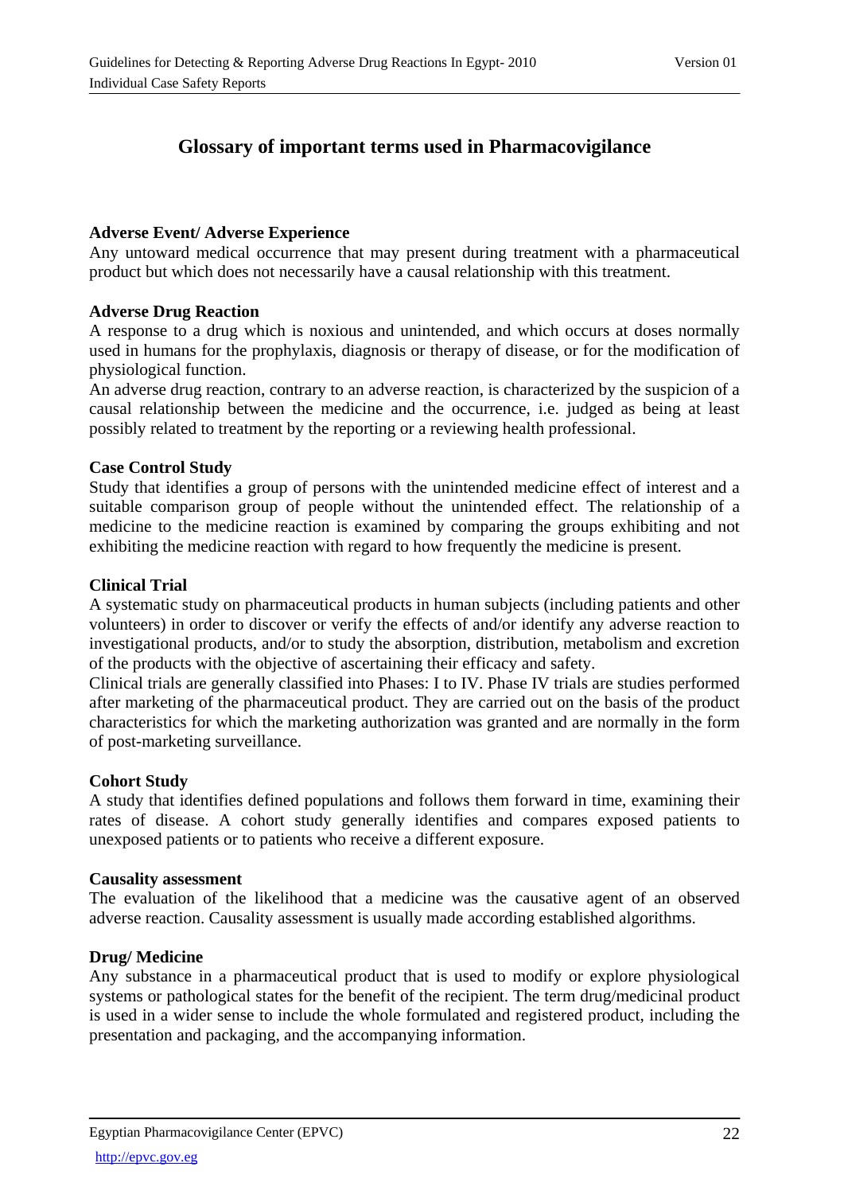# Glossary of important terms used in Pharmacovigilance

**Adverse Event/ Adverse Experience**
Any untoward medical occurrence that may present during treatment with a pharmaceutical product but which does not necessarily have a causal relationship with this treatment.

**Adverse Drug Reaction**
A response to a drug which is noxious and unintended, and which occurs at doses normally used in humans for the prophylaxis, diagnosis or therapy of disease, or for the modification of physiological function.
An adverse drug reaction, contrary to an adverse reaction, is characterized by the suspicion of a causal relationship between the medicine and the occurrence, i.e. judged as being at least possibly related to treatment by the reporting or a reviewing health professional.

**Case Control Study**
Study that identifies a group of persons with the unintended medicine effect of interest and a suitable comparison group of people without the unintended effect. The relationship of a medicine to the medicine reaction is examined by comparing the groups exhibiting and not exhibiting the medicine reaction with regard to how frequently the medicine is present.

**Clinical Trial**
A systematic study on pharmaceutical products in human subjects (including patients and other volunteers) in order to discover or verify the effects of and/or identify any adverse reaction to investigational products, and/or to study the absorption, distribution, metabolism and excretion of the products with the objective of ascertaining their efficacy and safety.
Clinical trials are generally classified into Phases: I to IV. Phase IV trials are studies performed after marketing of the pharmaceutical product. They are carried out on the basis of the product characteristics for which the marketing authorization was granted and are normally in the form of post-marketing surveillance.

**Cohort Study**
A study that identifies defined populations and follows them forward in time, examining their rates of disease. A cohort study generally identifies and compares exposed patients to unexposed patients or to patients who receive a different exposure.

**Causality assessment**
The evaluation of the likelihood that a medicine was the causative agent of an observed adverse reaction. Causality assessment is usually made according established algorithms.

**Drug/ Medicine**
Any substance in a pharmaceutical product that is used to modify or explore physiological systems or pathological states for the benefit of the recipient. The term drug/medicinal product is used in a wider sense to include the whole formulated and registered product, including the presentation and packaging, and the accompanying information.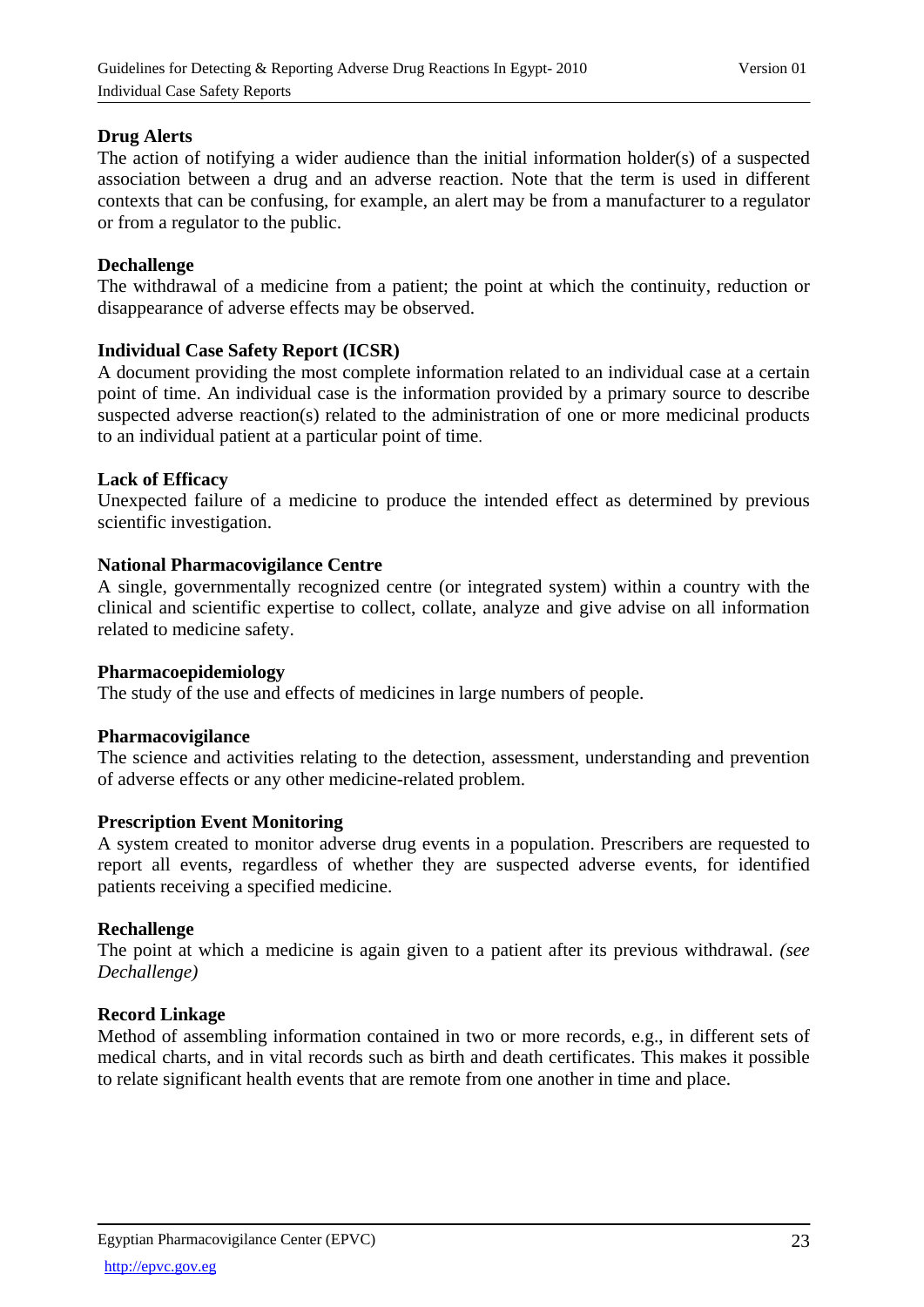**Drug Alerts**

The action of notifying a wider audience than the initial information holder(s) of a suspected association between a drug and an adverse reaction. Note that the term is used in different contexts that can be confusing, for example, an alert may be from a manufacturer to a regulator or from a regulator to the public.

**Dechallenge**

The withdrawal of a medicine from a patient; the point at which the continuity, reduction or disappearance of adverse effects may be observed.

**Individual Case Safety Report (ICSR)**

A document providing the most complete information related to an individual case at a certain point of time. An individual case is the information provided by a primary source to describe suspected adverse reaction(s) related to the administration of one or more medicinal products to an individual patient at a particular point of time.

**Lack of Efficacy**

Unexpected failure of a medicine to produce the intended effect as determined by previous scientific investigation.

**National Pharmacovigilance Centre**

A single, governmentally recognized centre (or integrated system) within a country with the clinical and scientific expertise to collect, collate, analyze and give advise on all information related to medicine safety.

**Pharmacoepidemiology**

The study of the use and effects of medicines in large numbers of people.

**Pharmacovigilance**

The science and activities relating to the detection, assessment, understanding and prevention of adverse effects or any other medicine-related problem.

**Prescription Event Monitoring**

A system created to monitor adverse drug events in a population. Prescribers are requested to report all events, regardless of whether they are suspected adverse events, for identified patients receiving a specified medicine.

**Rechallenge**

The point at which a medicine is again given to a patient after its previous withdrawal. *(see Dechallenge)*

**Record Linkage**

Method of assembling information contained in two or more records, e.g., in different sets of medical charts, and in vital records such as birth and death certificates. This makes it possible to relate significant health events that are remote from one another in time and place.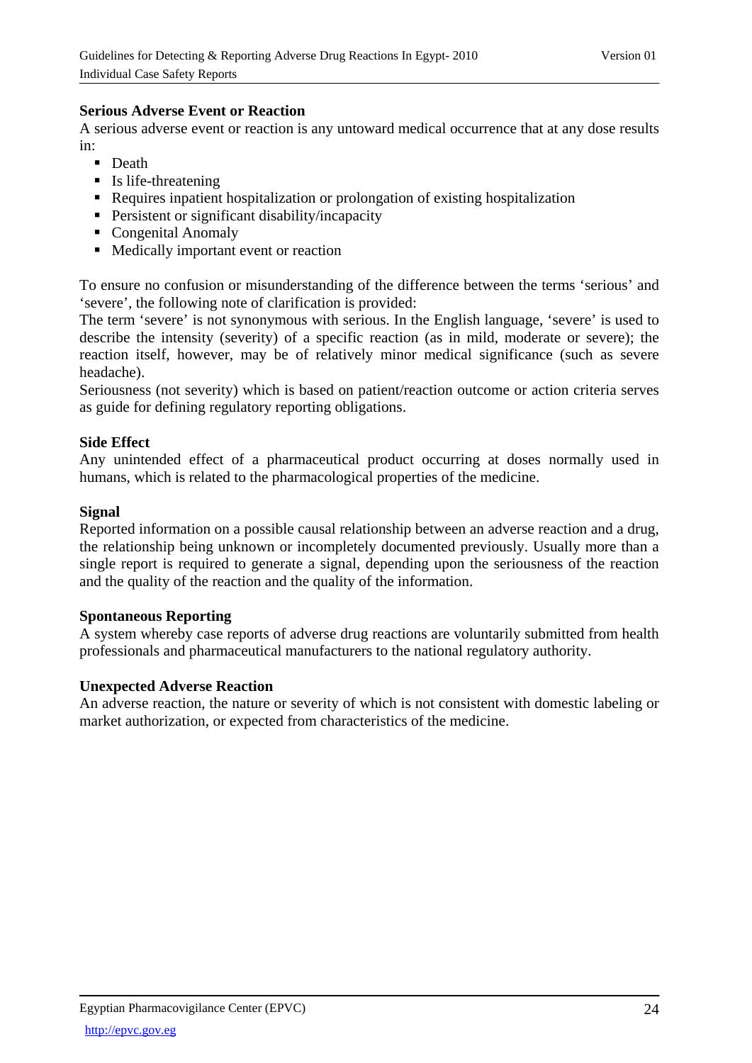**Serious Adverse Event or Reaction**

A serious adverse event or reaction is any untoward medical occurrence that at any dose results in:

- Death
- Is life-threatening
- Requires inpatient hospitalization or prolongation of existing hospitalization
- Persistent or significant disability/incapacity
- Congenital Anomaly
- Medically important event or reaction

To ensure no confusion or misunderstanding of the difference between the terms 'serious' and 'severe', the following note of clarification is provided:

The term 'severe' is not synonymous with serious. In the English language, 'severe' is used to describe the intensity (severity) of a specific reaction (as in mild, moderate or severe); the reaction itself, however, may be of relatively minor medical significance (such as severe headache).

Seriousness (not severity) which is based on patient/reaction outcome or action criteria serves as guide for defining regulatory reporting obligations.

**Side Effect**

Any unintended effect of a pharmaceutical product occurring at doses normally used in humans, which is related to the pharmacological properties of the medicine.

**Signal**

Reported information on a possible causal relationship between an adverse reaction and a drug, the relationship being unknown or incompletely documented previously. Usually more than a single report is required to generate a signal, depending upon the seriousness of the reaction and the quality of the reaction and the quality of the information.

**Spontaneous Reporting**

A system whereby case reports of adverse drug reactions are voluntarily submitted from health professionals and pharmaceutical manufacturers to the national regulatory authority.

**Unexpected Adverse Reaction**

An adverse reaction, the nature or severity of which is not consistent with domestic labeling or market authorization, or expected from characteristics of the medicine.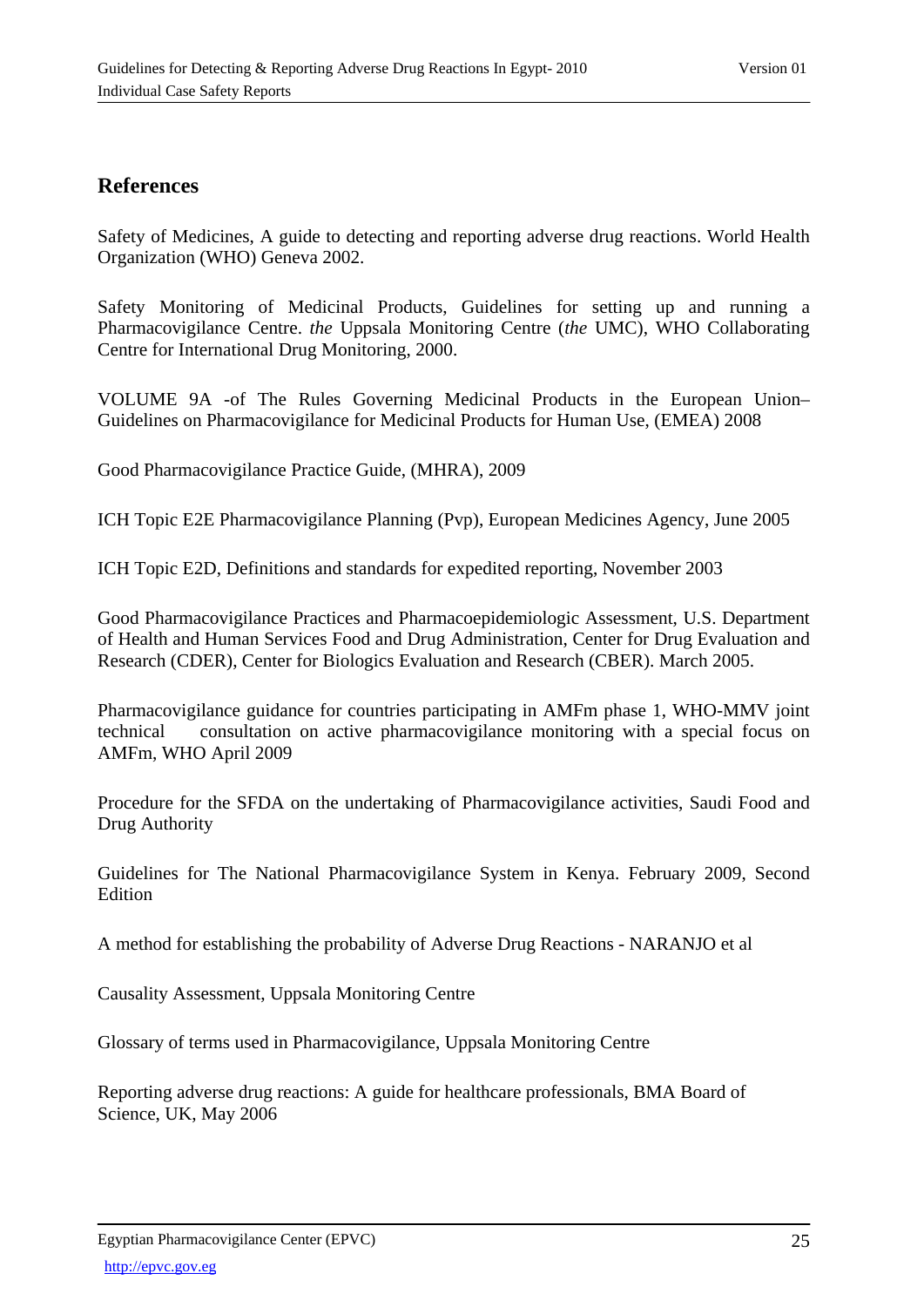## References

Safety of Medicines, A guide to detecting and reporting adverse drug reactions. World Health Organization (WHO) Geneva 2002.

Safety Monitoring of Medicinal Products, Guidelines for setting up and running a Pharmacovigilance Centre. *the* Uppsala Monitoring Centre (*the* UMC), WHO Collaborating Centre for International Drug Monitoring, 2000.

VOLUME 9A -of The Rules Governing Medicinal Products in the European Union– Guidelines on Pharmacovigilance for Medicinal Products for Human Use, (EMEA) 2008

Good Pharmacovigilance Practice Guide, (MHRA), 2009

ICH Topic E2E Pharmacovigilance Planning (Pvp), European Medicines Agency, June 2005

ICH Topic E2D, Definitions and standards for expedited reporting, November 2003

Good Pharmacovigilance Practices and Pharmacoepidemiologic Assessment, U.S. Department of Health and Human Services Food and Drug Administration, Center for Drug Evaluation and Research (CDER), Center for Biologics Evaluation and Research (CBER). March 2005.

Pharmacovigilance guidance for countries participating in AMFm phase 1, WHO-MMV joint technical consultation on active pharmacovigilance monitoring with a special focus on AMFm, WHO April 2009

Procedure for the SFDA on the undertaking of Pharmacovigilance activities, Saudi Food and Drug Authority

Guidelines for The National Pharmacovigilance System in Kenya. February 2009, Second Edition

A method for establishing the probability of Adverse Drug Reactions - NARANJO et al

Causality Assessment, Uppsala Monitoring Centre

Glossary of terms used in Pharmacovigilance, Uppsala Monitoring Centre

Reporting adverse drug reactions: A guide for healthcare professionals, BMA Board of Science, UK, May 2006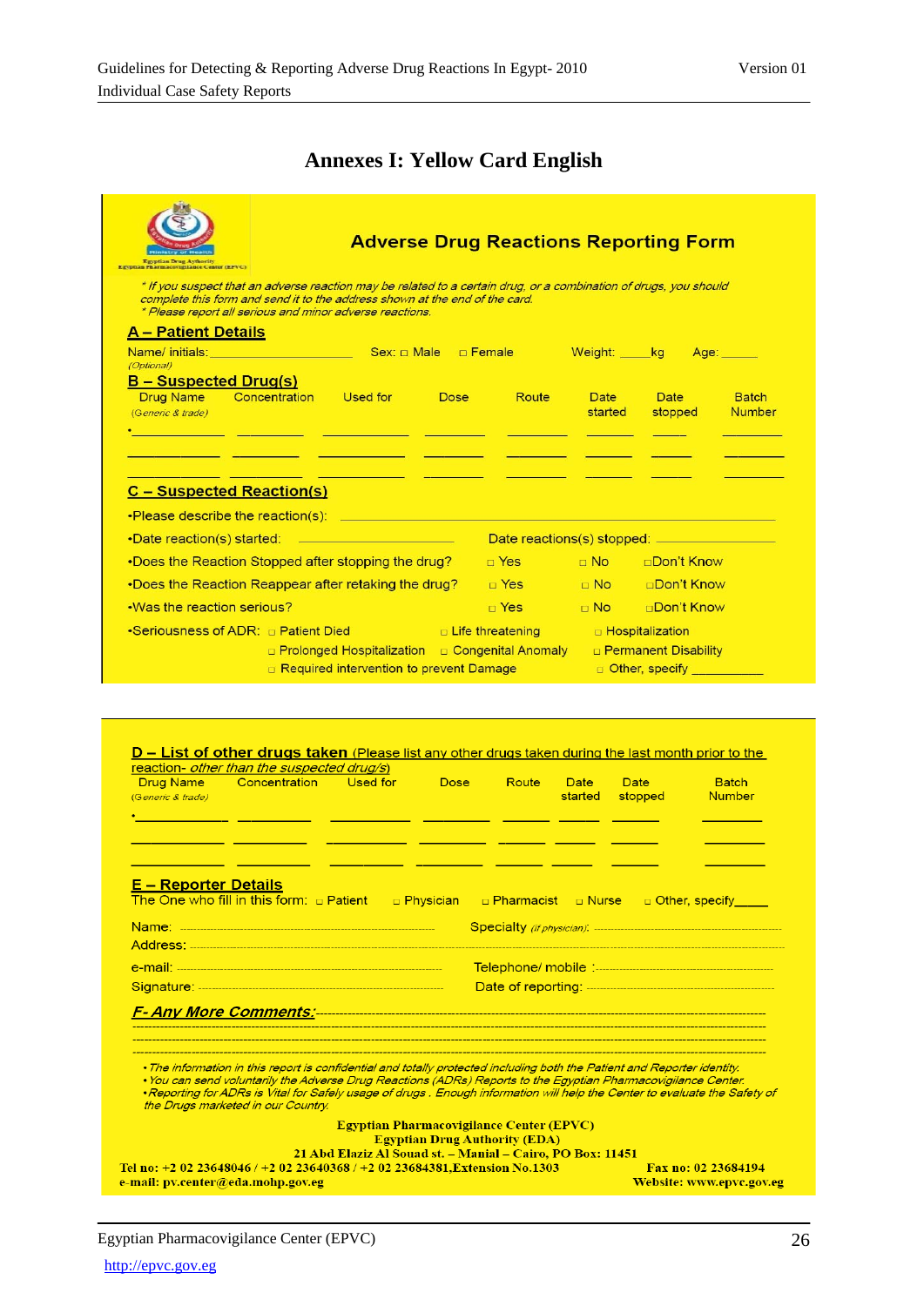# Annexes I: Yellow Card English

## Adverse Drug Reactions Reporting Form

*\* If you suspect that an adverse reaction may be related to a certain drug, or a combination of drugs, you should complete this form and send it to the address shown at the end of the card.*
*\* Please report all serious and minor adverse reactions.*

### A – Patient Details

Name/ initials: ____________________ (Optional)   Sex: □ Male  □ Female   Weight: ____kg   Age: _____

### B – Suspected Drug(s)

| Drug Name (Generic & trade) | Concentration | Used for | Dose | Route | Date started | Date stopped | Batch Number |
|---|---|---|---|---|---|---|---|
| • | | | | | | | |
| | | | | | | | |

### C – Suspected Reaction(s)

•Please describe the reaction(s): ____________________

•Date reaction(s) started: ____________________   Date reactions(s) stopped: ____________________

•Does the Reaction Stopped after stopping the drug?   □ Yes   □ No   □Don't Know

•Does the Reaction Reappear after retaking the drug?   □ Yes   □ No   □Don't Know

•Was the reaction serious?   □ Yes   □ No   □Don't Know

•Seriousness of ADR:
- □ Patient Died
- □ Life threatening
- □ Hospitalization
- □ Prolonged Hospitalization
- □ Congenital Anomaly
- □ Permanent Disability
- □ Required intervention to prevent Damage
- □ Other, specify __________

### D – List of other drugs taken (Please list any other drugs taken during the last month prior to the reaction- *other than the suspected drug/s*)

| Drug Name (Generic & trade) | Concentration | Used for | Dose | Route | Date started | Date stopped | Batch Number |
|---|---|---|---|---|---|---|---|
| • | | | | | | | |
| | | | | | | | |
| | | | | | | | |

### E – Reporter Details

The One who fill in this form: □ Patient  □ Physician  □ Pharmacist  □ Nurse  □ Other, specify_____

Name: ____________________   Specialty *(if physician)*: ____________________

Address: ____________________

e-mail: ____________________   Telephone/ mobile : ____________________

Signature: ____________________   Date of reporting: ____________________

### *F- Any More Comments:*

____________________

*•The information in this report is confidential and totally protected including both the Patient and Reporter identity.*
*•You can send voluntarily the Adverse Drug Reactions (ADRs) Reports to the Egyptian Pharmacovigilance Center.*
*•Reporting for ADRs is Vital for Safely usage of drugs . Enough information will help the Center to evaluate the Safety of the Drugs marketed in our Country.*

**Egyptian Pharmacovigilance Center (EPVC)**
**Egyptian Drug Authority (EDA)**
**21 Abd Elaziz Al Souad st. – Manial – Cairo, PO Box: 11451**

**Tel no: +2 02 23648046 / +2 02 23640368 / +2 02 23684381,Extension No.1303**   **Fax no: 02 23684194**
**e-mail: pv.center@eda.mohp.gov.eg**   **Website: www.epvc.gov.eg**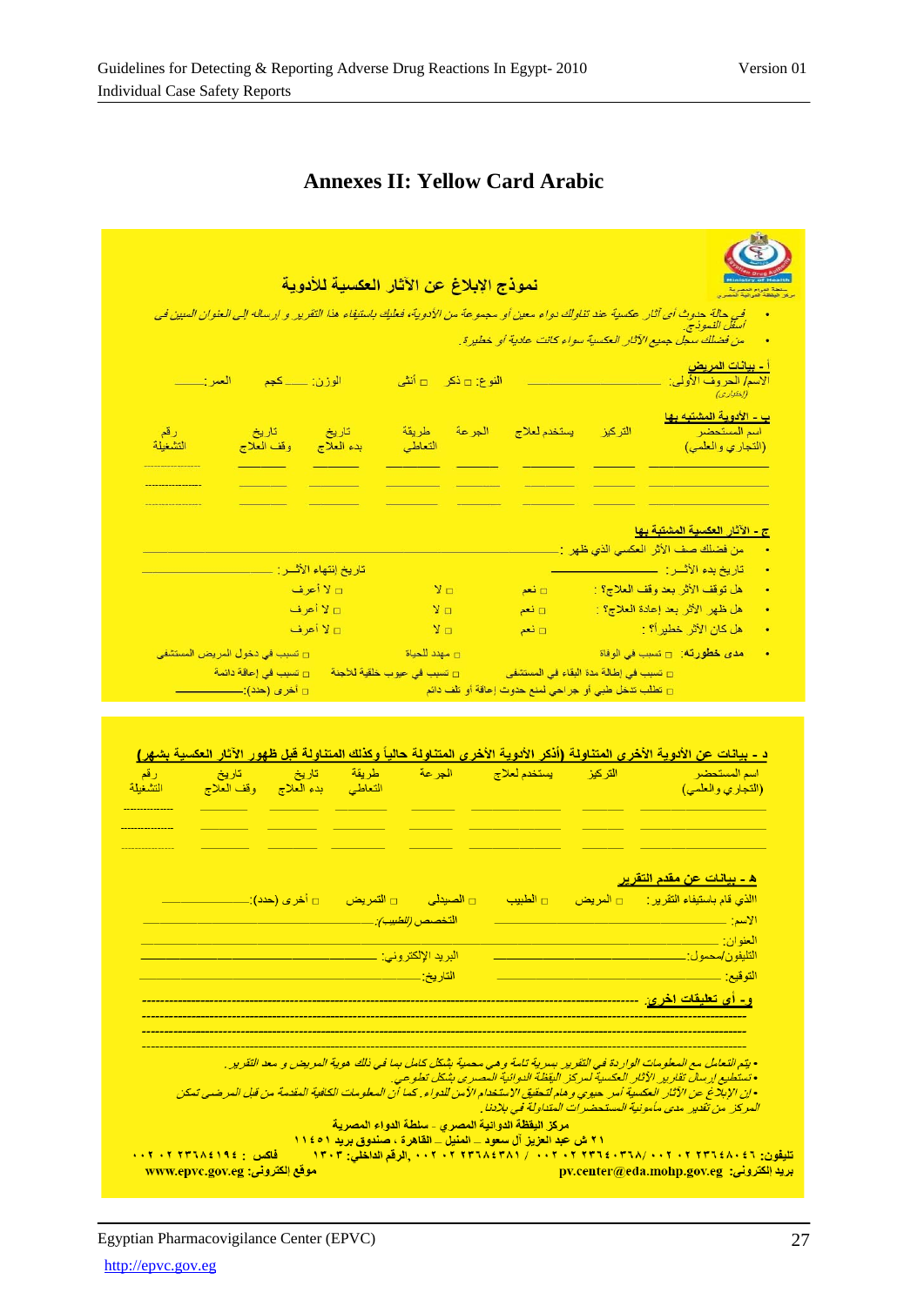# Annexes II: Yellow Card Arabic

## نموذج الإبلاغ عن الآثار العكسية للأدوية

- في حالة حدوث أى آثار عكسية عند تناولك دواء معين أو مجموعة من الأدوية، فعليك باستيفاء هذا التقرير و إرساله إلى العنوان المبين في أسفل النموذج.
- من فضلك سجل جميع الآثار العكسية سواء كانت عادية أو خطيرة.

### أ - بيانات المريض

الاسم/ الحروف الأولى: __________ *(إختياري)*   النوع: □ ذكر □ أنثى   الوزن: ____ كجم   العمر: ____

### ب - الأدوية المشتبه بها

| اسم المستحضر (التجاري والعلمي) | التركيز | يستخدم لعلاج | الجرعة | طريقة التعاطي | تاريخ بدء العلاج | تاريخ وقف العلاج | رقم التشغيلة |
|---|---|---|---|---|---|---|---|
| | | | | | | | |
| | | | | | | | |
| | | | | | | | |

### ج - الآثار العكسية المشتبه بها

- من فضلك صف الأثر العكسي الذي ظهر: __________
- تاريخ بدء الأثــر: __________   تاريخ إنتهاء الأثــر: __________
- هل توقف الأثر بعد وقف العلاج؟: □ نعم □ لا □ لا أعرف
- هل ظهر الأثر بعد إعادة العلاج؟: □ نعم □ لا □ لا أعرف
- هل كان الأثر خطيراً؟: □ نعم □ لا □ لا أعرف
- **مدى خطورته**: □ تسبب في الوفاة □ مهدد للحياة □ تسبب في دخول المريض المستشفى
  □ تسبب في إطالة مدة البقاء في المستشفى □ تسبب في عيوب خلقية للأجنة □ تسبب في إعاقة دائمة
  □ تطلب تدخل طبي أو جراحي لمنع حدوث إعاقة أو تلف دائم □ أخرى (حدد): __________

### د - بيانات عن الأدوية الأخرى المتناولة (أذكر الأدوية الأخرى المتناولة حالياً وكذلك المتناولة قبل ظهور الآثار العكسية بشهر)

| اسم المستحضر (التجاري والعلمي) | التركيز | يستخدم لعلاج | الجرعة | طريقة التعاطي | تاريخ بدء العلاج | تاريخ وقف العلاج | رقم التشغيلة |
|---|---|---|---|---|---|---|---|
| | | | | | | | |
| | | | | | | | |
| | | | | | | | |

### هـ - بيانات عن مقدم التقرير

الذي قام باستيفاء التقرير: □ المريض □ الطبيب □ الصيدلي □ التمريض □ أخرى (حدد): __________

الاسم: __________   التخصص *(للطبيب)*: __________

العنوان: __________

التليفون/محمول: __________   البريد الإلكتروني: __________

التوقيع: __________   التاريخ: __________

### و- أي تعليقات اخرى: __________

- *يتم التعامل مع المعلومات الواردة في التقرير بسرية تامة وهي محمية بشكل كامل بما في ذلك هوية المريض و معد التقرير.*
- *تستطيع إرسال تقارير الآثار العكسية لمركز اليقظة الدوائية المصري بشكل تطوعي.*
- *إن الإبلاغ عن الآثار العكسية أمر حيوي وهام لتحقيق الإستخدام الآمن للدواء. كما أن المعلومات الكافية المقدمة من قبل المرضى تمكن المركز من تقدير مدى مأمونية المستحضرات المتداولة في بلادنا.*

**مركز اليقظة الدوائية المصري - سلطة الدواء المصرية**

**٢١ ش عبد العزيز آل سعود – المنيل – القاهرة ، صندوق بريد ١١٤٥١**

**تليفون: ٠٠٢٠٢٢٣٦٤٨٠٤٦ /٠٠٢٠٢٢٣٦٤٠٣٦٨ / ٠٠٢٠٢٢٣٦٨٤٣٨١ ,الرقم الداخلي: ١٣٠٣   فاكس : ٠٠٢٠٢٢٣٦٨٤١٩٤**

**بريد إلكتروني: pv.center@eda.mohp.gov.eg   موقع إلكتروني: www.epvc.gov.eg**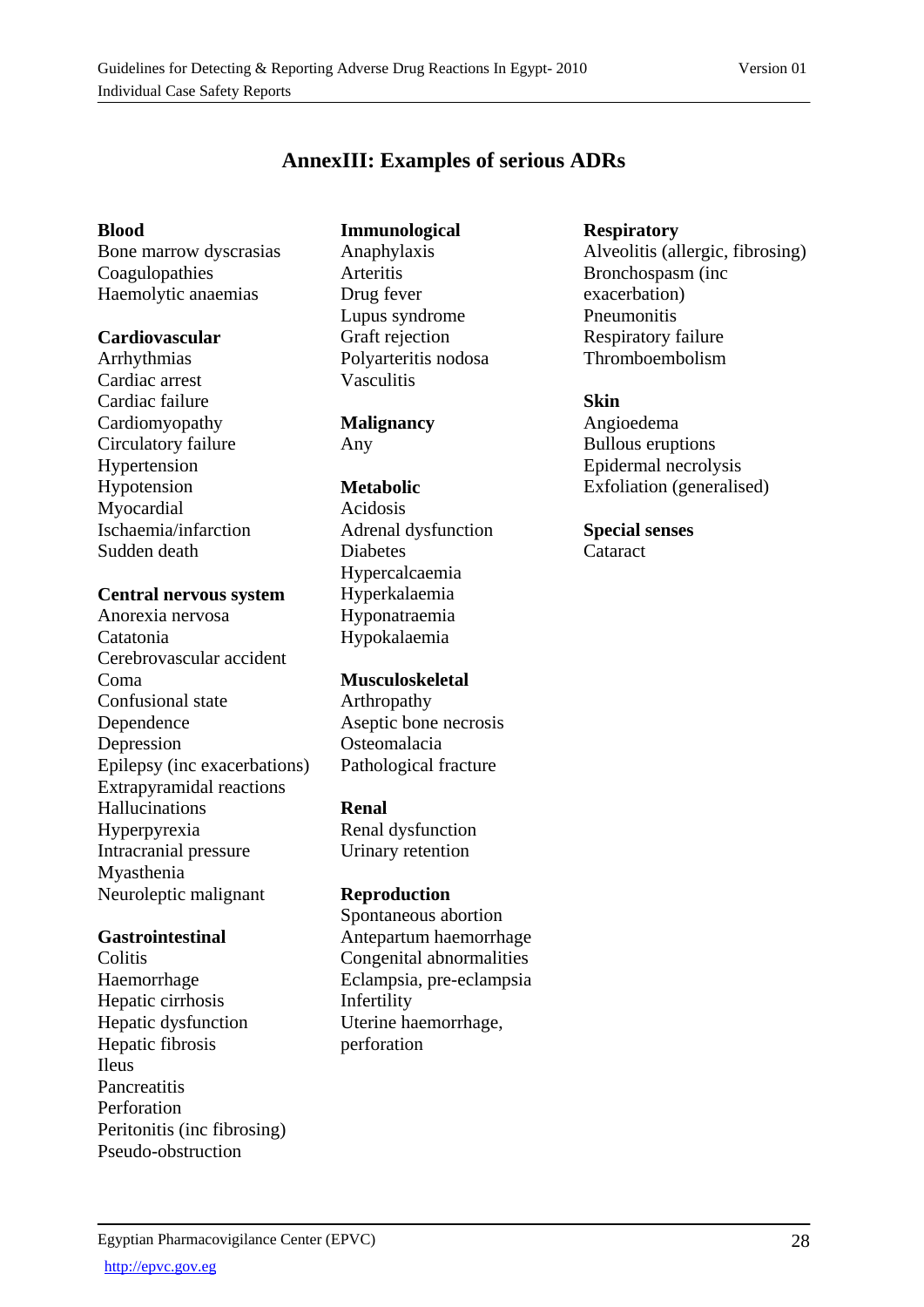# AnnexIII: Examples of serious ADRs

**Blood**

Bone marrow dyscrasias
Coagulopathies
Haemolytic anaemias

**Cardiovascular**

Arrhythmias
Cardiac arrest
Cardiac failure
Cardiomyopathy
Circulatory failure
Hypertension
Hypotension
Myocardial
Ischaemia/infarction
Sudden death

**Central nervous system**

Anorexia nervosa
Catatonia
Cerebrovascular accident
Coma
Confusional state
Dependence
Depression
Epilepsy (inc exacerbations)
Extrapyramidal reactions
Hallucinations
Hyperpyrexia
Intracranial pressure
Myasthenia
Neuroleptic malignant

**Gastrointestinal**

Colitis
Haemorrhage
Hepatic cirrhosis
Hepatic dysfunction
Hepatic fibrosis
Ileus
Pancreatitis
Perforation
Peritonitis (inc fibrosing)
Pseudo-obstruction

**Immunological**

Anaphylaxis
Arteritis
Drug fever
Lupus syndrome
Graft rejection
Polyarteritis nodosa
Vasculitis

**Malignancy**

Any

**Metabolic**

Acidosis
Adrenal dysfunction
Diabetes
Hypercalcaemia
Hyperkalaemia
Hyponatraemia
Hypokalaemia

**Musculoskeletal**

Arthropathy
Aseptic bone necrosis
Osteomalacia
Pathological fracture

**Renal**

Renal dysfunction
Urinary retention

**Reproduction**

Spontaneous abortion
Antepartum haemorrhage
Congenital abnormalities
Eclampsia, pre-eclampsia
Infertility
Uterine haemorrhage, perforation

**Respiratory**

Alveolitis (allergic, fibrosing)
Bronchospasm (inc exacerbation)
Pneumonitis
Respiratory failure
Thromboembolism

**Skin**

Angioedema
Bullous eruptions
Epidermal necrolysis
Exfoliation (generalised)

**Special senses**

Cataract